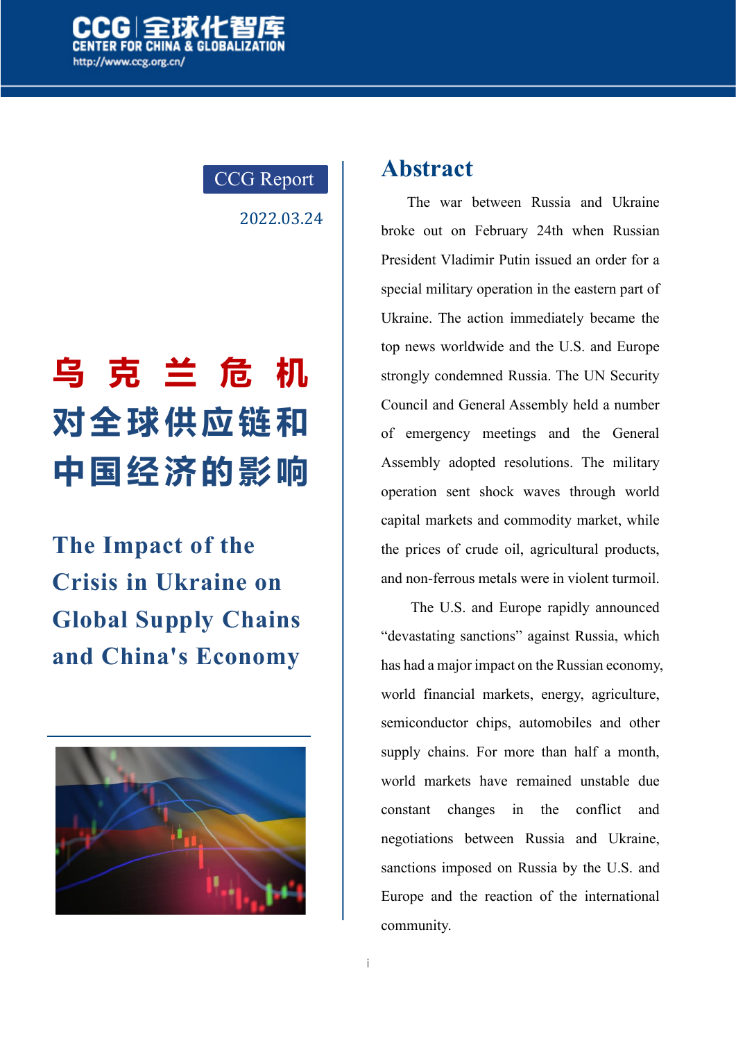CCG 全球化智库
CENTER FOR CHINA & GLOBALIZATION
http://www.ccg.org.cn/

CCG Report

2022.03.24

# 乌克兰危机对全球供应链和中国经济的影响

# The Impact of the Crisis in Ukraine on Global Supply Chains and China's Economy

## Abstract

The war between Russia and Ukraine broke out on February 24th when Russian President Vladimir Putin issued an order for a special military operation in the eastern part of Ukraine. The action immediately became the top news worldwide and the U.S. and Europe strongly condemned Russia. The UN Security Council and General Assembly held a number of emergency meetings and the General Assembly adopted resolutions. The military operation sent shock waves through world capital markets and commodity market, while the prices of crude oil, agricultural products, and non-ferrous metals were in violent turmoil.

The U.S. and Europe rapidly announced "devastating sanctions" against Russia, which has had a major impact on the Russian economy, world financial markets, energy, agriculture, semiconductor chips, automobiles and other supply chains. For more than half a month, world markets have remained unstable due constant changes in the conflict and negotiations between Russia and Ukraine, sanctions imposed on Russia by the U.S. and Europe and the reaction of the international community.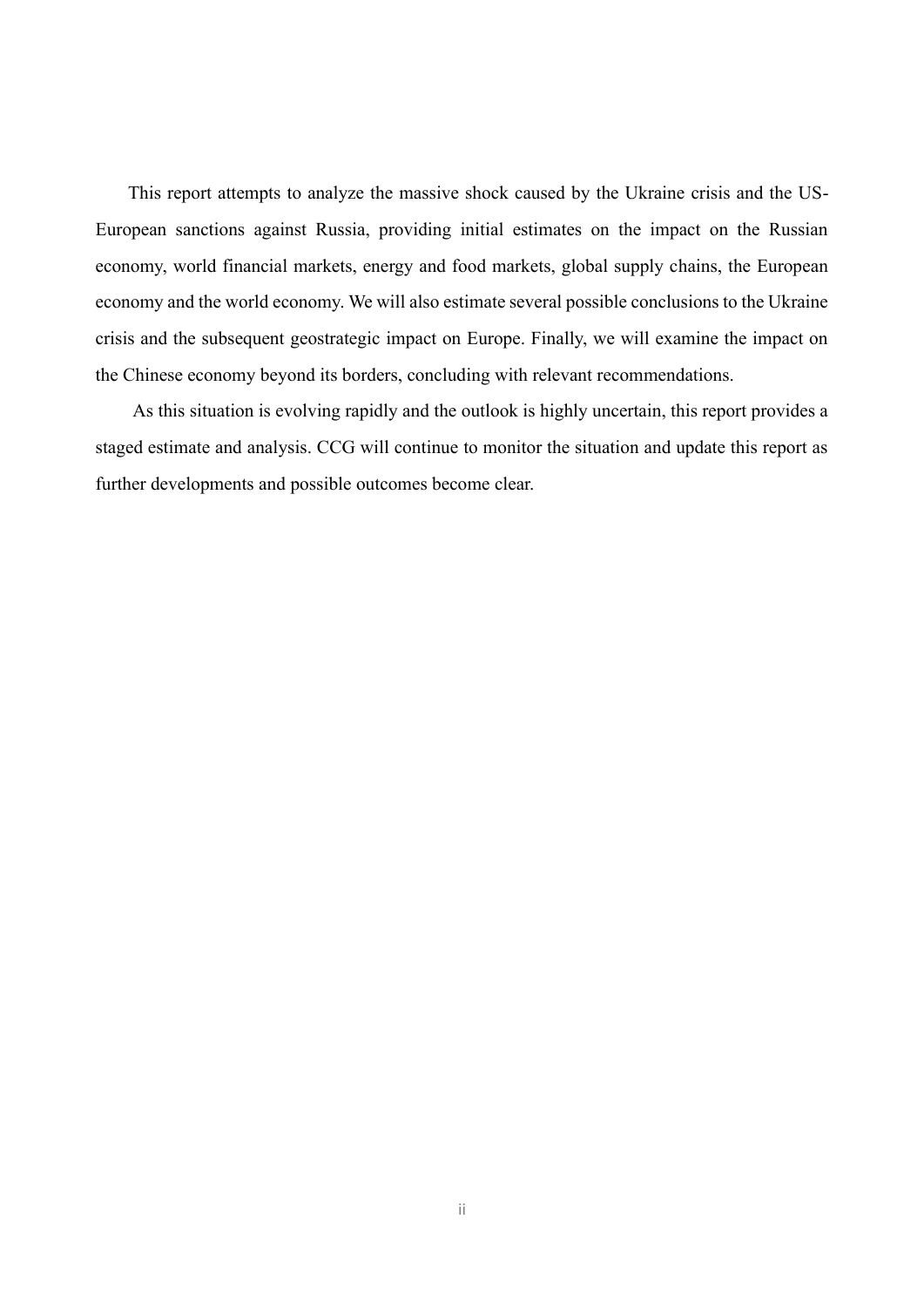This report attempts to analyze the massive shock caused by the Ukraine crisis and the US-European sanctions against Russia, providing initial estimates on the impact on the Russian economy, world financial markets, energy and food markets, global supply chains, the European economy and the world economy. We will also estimate several possible conclusions to the Ukraine crisis and the subsequent geostrategic impact on Europe. Finally, we will examine the impact on the Chinese economy beyond its borders, concluding with relevant recommendations.

As this situation is evolving rapidly and the outlook is highly uncertain, this report provides a staged estimate and analysis. CCG will continue to monitor the situation and update this report as further developments and possible outcomes become clear.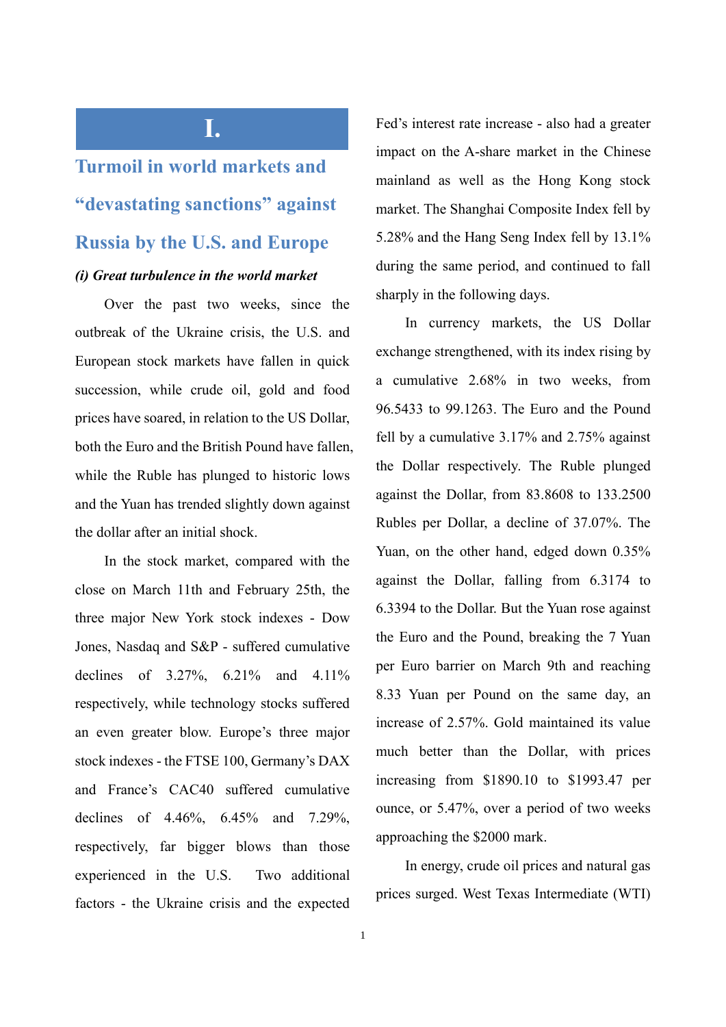# I.

# Turmoil in world markets and "devastating sanctions" against Russia by the U.S. and Europe

### *(i) Great turbulence in the world market*

Over the past two weeks, since the outbreak of the Ukraine crisis, the U.S. and European stock markets have fallen in quick succession, while crude oil, gold and food prices have soared, in relation to the US Dollar, both the Euro and the British Pound have fallen, while the Ruble has plunged to historic lows and the Yuan has trended slightly down against the dollar after an initial shock.

In the stock market, compared with the close on March 11th and February 25th, the three major New York stock indexes - Dow Jones, Nasdaq and S&P - suffered cumulative declines of 3.27%, 6.21% and 4.11% respectively, while technology stocks suffered an even greater blow. Europe's three major stock indexes - the FTSE 100, Germany's DAX and France's CAC40 suffered cumulative declines of 4.46%, 6.45% and 7.29%, respectively, far bigger blows than those experienced in the U.S. Two additional factors - the Ukraine crisis and the expected Fed's interest rate increase - also had a greater impact on the A-share market in the Chinese mainland as well as the Hong Kong stock market. The Shanghai Composite Index fell by 5.28% and the Hang Seng Index fell by 13.1% during the same period, and continued to fall sharply in the following days.

In currency markets, the US Dollar exchange strengthened, with its index rising by a cumulative 2.68% in two weeks, from 96.5433 to 99.1263. The Euro and the Pound fell by a cumulative 3.17% and 2.75% against the Dollar respectively. The Ruble plunged against the Dollar, from 83.8608 to 133.2500 Rubles per Dollar, a decline of 37.07%. The Yuan, on the other hand, edged down 0.35% against the Dollar, falling from 6.3174 to 6.3394 to the Dollar. But the Yuan rose against the Euro and the Pound, breaking the 7 Yuan per Euro barrier on March 9th and reaching 8.33 Yuan per Pound on the same day, an increase of 2.57%. Gold maintained its value much better than the Dollar, with prices increasing from $1890.10 to $1993.47 per ounce, or 5.47%, over a period of two weeks approaching the $2000 mark.

In energy, crude oil prices and natural gas prices surged. West Texas Intermediate (WTI)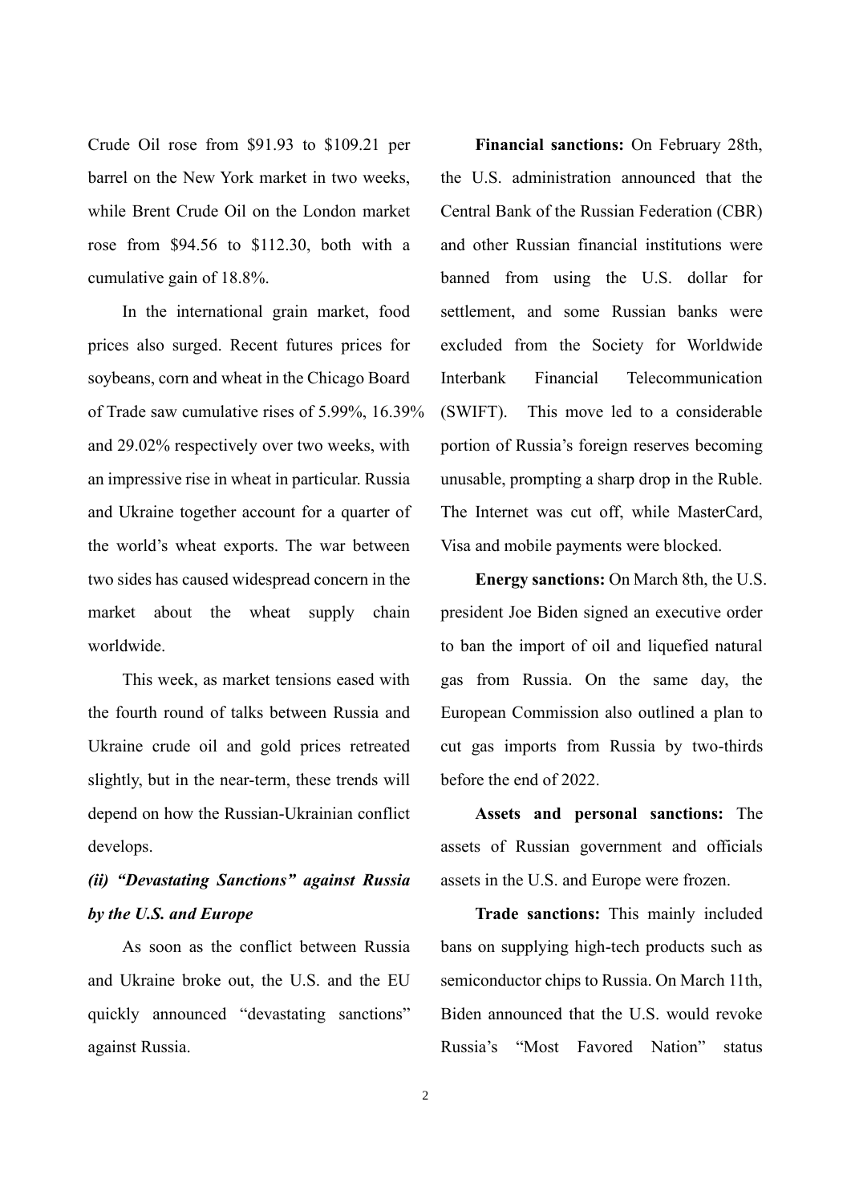Crude Oil rose from $91.93 to $109.21 per barrel on the New York market in two weeks, while Brent Crude Oil on the London market rose from $94.56 to $112.30, both with a cumulative gain of 18.8%.

In the international grain market, food prices also surged. Recent futures prices for soybeans, corn and wheat in the Chicago Board of Trade saw cumulative rises of 5.99%, 16.39% and 29.02% respectively over two weeks, with an impressive rise in wheat in particular. Russia and Ukraine together account for a quarter of the world's wheat exports. The war between two sides has caused widespread concern in the market about the wheat supply chain worldwide.

This week, as market tensions eased with the fourth round of talks between Russia and Ukraine crude oil and gold prices retreated slightly, but in the near-term, these trends will depend on how the Russian-Ukrainian conflict develops.

### *(ii) "Devastating Sanctions" against Russia by the U.S. and Europe*

As soon as the conflict between Russia and Ukraine broke out, the U.S. and the EU quickly announced "devastating sanctions" against Russia.

**Financial sanctions:** On February 28th, the U.S. administration announced that the Central Bank of the Russian Federation (CBR) and other Russian financial institutions were banned from using the U.S. dollar for settlement, and some Russian banks were excluded from the Society for Worldwide Interbank Financial Telecommunication (SWIFT). This move led to a considerable portion of Russia's foreign reserves becoming unusable, prompting a sharp drop in the Ruble. The Internet was cut off, while MasterCard, Visa and mobile payments were blocked.

**Energy sanctions:** On March 8th, the U.S. president Joe Biden signed an executive order to ban the import of oil and liquefied natural gas from Russia. On the same day, the European Commission also outlined a plan to cut gas imports from Russia by two-thirds before the end of 2022.

**Assets and personal sanctions:** The assets of Russian government and officials assets in the U.S. and Europe were frozen.

**Trade sanctions:** This mainly included bans on supplying high-tech products such as semiconductor chips to Russia. On March 11th, Biden announced that the U.S. would revoke Russia's "Most Favored Nation" status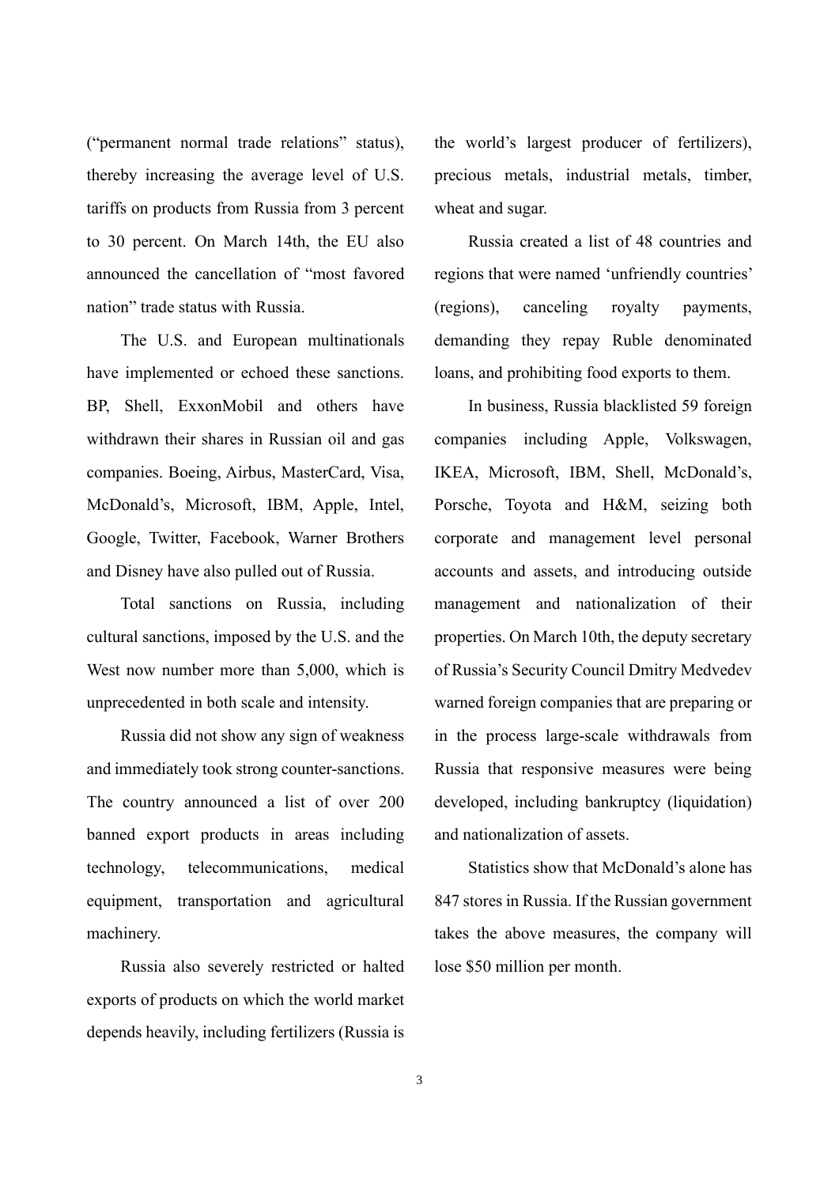("permanent normal trade relations" status), thereby increasing the average level of U.S. tariffs on products from Russia from 3 percent to 30 percent. On March 14th, the EU also announced the cancellation of "most favored nation" trade status with Russia.

The U.S. and European multinationals have implemented or echoed these sanctions. BP, Shell, ExxonMobil and others have withdrawn their shares in Russian oil and gas companies. Boeing, Airbus, MasterCard, Visa, McDonald's, Microsoft, IBM, Apple, Intel, Google, Twitter, Facebook, Warner Brothers and Disney have also pulled out of Russia.

Total sanctions on Russia, including cultural sanctions, imposed by the U.S. and the West now number more than 5,000, which is unprecedented in both scale and intensity.

Russia did not show any sign of weakness and immediately took strong counter-sanctions. The country announced a list of over 200 banned export products in areas including technology, telecommunications, medical equipment, transportation and agricultural machinery.

Russia also severely restricted or halted exports of products on which the world market depends heavily, including fertilizers (Russia is the world's largest producer of fertilizers), precious metals, industrial metals, timber, wheat and sugar.

Russia created a list of 48 countries and regions that were named 'unfriendly countries' (regions), canceling royalty payments, demanding they repay Ruble denominated loans, and prohibiting food exports to them.

In business, Russia blacklisted 59 foreign companies including Apple, Volkswagen, IKEA, Microsoft, IBM, Shell, McDonald's, Porsche, Toyota and H&M, seizing both corporate and management level personal accounts and assets, and introducing outside management and nationalization of their properties. On March 10th, the deputy secretary of Russia's Security Council Dmitry Medvedev warned foreign companies that are preparing or in the process large-scale withdrawals from Russia that responsive measures were being developed, including bankruptcy (liquidation) and nationalization of assets.

Statistics show that McDonald's alone has 847 stores in Russia. If the Russian government takes the above measures, the company will lose $50 million per month.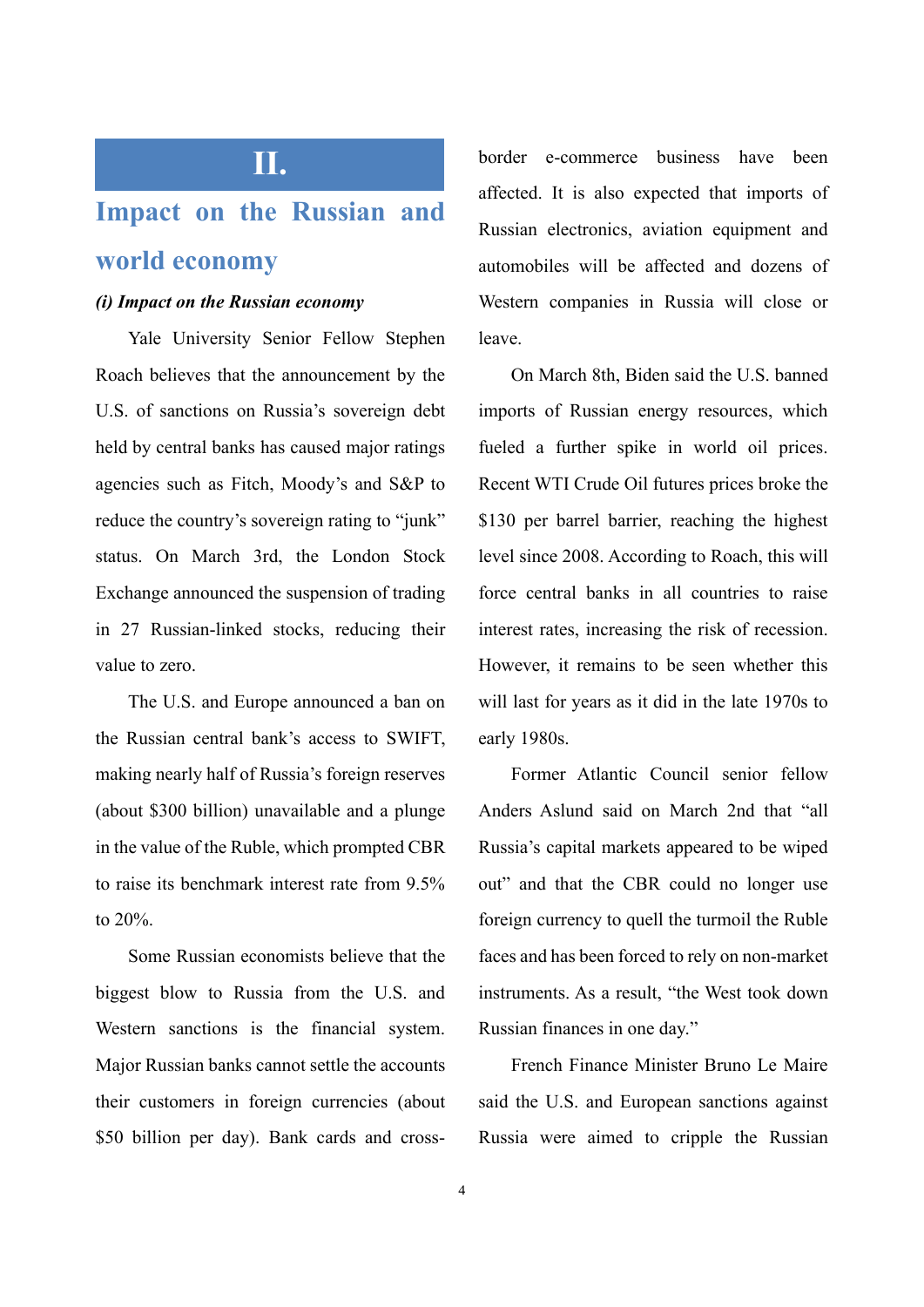# II.

## Impact on the Russian and world economy

### *(i) Impact on the Russian economy*

Yale University Senior Fellow Stephen Roach believes that the announcement by the U.S. of sanctions on Russia's sovereign debt held by central banks has caused major ratings agencies such as Fitch, Moody's and S&P to reduce the country's sovereign rating to "junk" status. On March 3rd, the London Stock Exchange announced the suspension of trading in 27 Russian-linked stocks, reducing their value to zero.

The U.S. and Europe announced a ban on the Russian central bank's access to SWIFT, making nearly half of Russia's foreign reserves (about $300 billion) unavailable and a plunge in the value of the Ruble, which prompted CBR to raise its benchmark interest rate from 9.5% to 20%.

Some Russian economists believe that the biggest blow to Russia from the U.S. and Western sanctions is the financial system. Major Russian banks cannot settle the accounts their customers in foreign currencies (about $50 billion per day). Bank cards and cross-border e-commerce business have been affected. It is also expected that imports of Russian electronics, aviation equipment and automobiles will be affected and dozens of Western companies in Russia will close or leave.

On March 8th, Biden said the U.S. banned imports of Russian energy resources, which fueled a further spike in world oil prices. Recent WTI Crude Oil futures prices broke the $130 per barrel barrier, reaching the highest level since 2008. According to Roach, this will force central banks in all countries to raise interest rates, increasing the risk of recession. However, it remains to be seen whether this will last for years as it did in the late 1970s to early 1980s.

Former Atlantic Council senior fellow Anders Aslund said on March 2nd that "all Russia's capital markets appeared to be wiped out" and that the CBR could no longer use foreign currency to quell the turmoil the Ruble faces and has been forced to rely on non-market instruments. As a result, "the West took down Russian finances in one day."

French Finance Minister Bruno Le Maire said the U.S. and European sanctions against Russia were aimed to cripple the Russian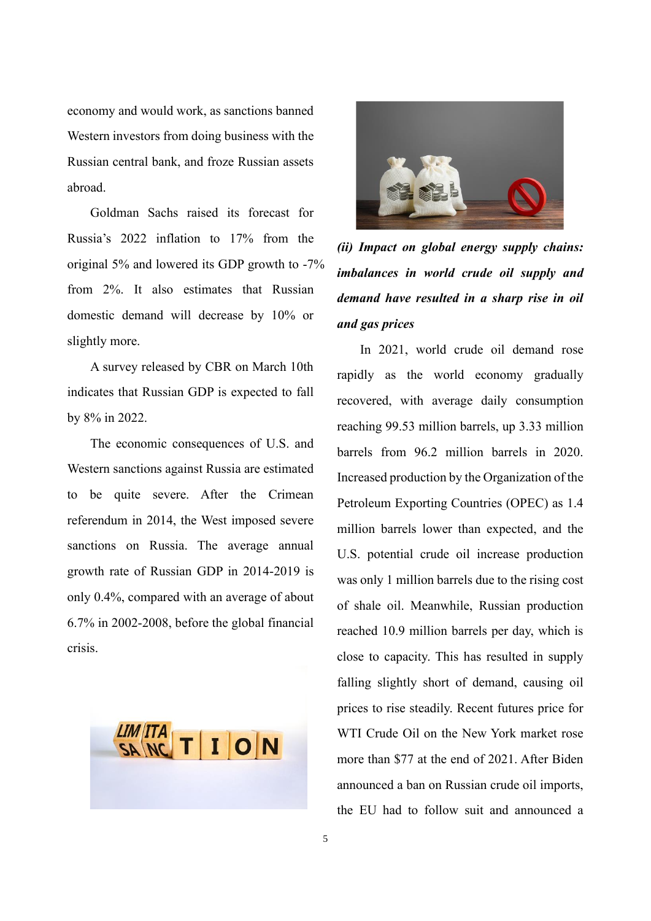economy and would work, as sanctions banned Western investors from doing business with the Russian central bank, and froze Russian assets abroad.

Goldman Sachs raised its forecast for Russia's 2022 inflation to 17% from the original 5% and lowered its GDP growth to -7% from 2%. It also estimates that Russian domestic demand will decrease by 10% or slightly more.

A survey released by CBR on March 10th indicates that Russian GDP is expected to fall by 8% in 2022.

The economic consequences of U.S. and Western sanctions against Russia are estimated to be quite severe. After the Crimean referendum in 2014, the West imposed severe sanctions on Russia. The average annual growth rate of Russian GDP in 2014-2019 is only 0.4%, compared with an average of about 6.7% in 2002-2008, before the global financial crisis.

***(ii) Impact on global energy supply chains: imbalances in world crude oil supply and demand have resulted in a sharp rise in oil and gas prices***

In 2021, world crude oil demand rose rapidly as the world economy gradually recovered, with average daily consumption reaching 99.53 million barrels, up 3.33 million barrels from 96.2 million barrels in 2020. Increased production by the Organization of the Petroleum Exporting Countries (OPEC) as 1.4 million barrels lower than expected, and the U.S. potential crude oil increase production was only 1 million barrels due to the rising cost of shale oil. Meanwhile, Russian production reached 10.9 million barrels per day, which is close to capacity. This has resulted in supply falling slightly short of demand, causing oil prices to rise steadily. Recent futures price for WTI Crude Oil on the New York market rose more than $77 at the end of 2021. After Biden announced a ban on Russian crude oil imports, the EU had to follow suit and announced a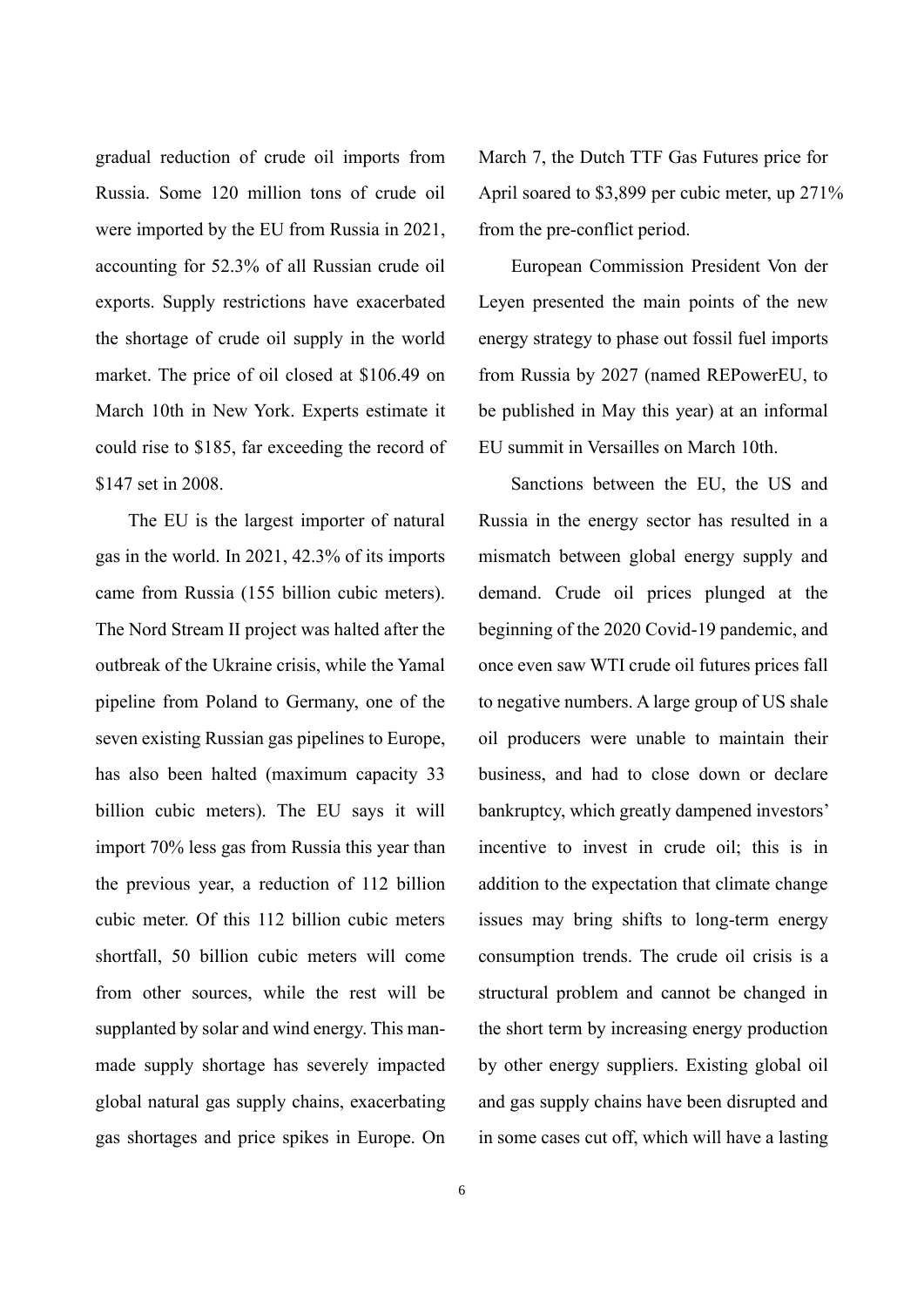gradual reduction of crude oil imports from Russia. Some 120 million tons of crude oil were imported by the EU from Russia in 2021, accounting for 52.3% of all Russian crude oil exports. Supply restrictions have exacerbated the shortage of crude oil supply in the world market. The price of oil closed at $106.49 on March 10th in New York. Experts estimate it could rise to $185, far exceeding the record of $147 set in 2008.

The EU is the largest importer of natural gas in the world. In 2021, 42.3% of its imports came from Russia (155 billion cubic meters). The Nord Stream II project was halted after the outbreak of the Ukraine crisis, while the Yamal pipeline from Poland to Germany, one of the seven existing Russian gas pipelines to Europe, has also been halted (maximum capacity 33 billion cubic meters). The EU says it will import 70% less gas from Russia this year than the previous year, a reduction of 112 billion cubic meter. Of this 112 billion cubic meters shortfall, 50 billion cubic meters will come from other sources, while the rest will be supplanted by solar and wind energy. This man-made supply shortage has severely impacted global natural gas supply chains, exacerbating gas shortages and price spikes in Europe. On March 7, the Dutch TTF Gas Futures price for April soared to $3,899 per cubic meter, up 271% from the pre-conflict period.

European Commission President Von der Leyen presented the main points of the new energy strategy to phase out fossil fuel imports from Russia by 2027 (named REPowerEU, to be published in May this year) at an informal EU summit in Versailles on March 10th.

Sanctions between the EU, the US and Russia in the energy sector has resulted in a mismatch between global energy supply and demand. Crude oil prices plunged at the beginning of the 2020 Covid-19 pandemic, and once even saw WTI crude oil futures prices fall to negative numbers. A large group of US shale oil producers were unable to maintain their business, and had to close down or declare bankruptcy, which greatly dampened investors' incentive to invest in crude oil; this is in addition to the expectation that climate change issues may bring shifts to long-term energy consumption trends. The crude oil crisis is a structural problem and cannot be changed in the short term by increasing energy production by other energy suppliers. Existing global oil and gas supply chains have been disrupted and in some cases cut off, which will have a lasting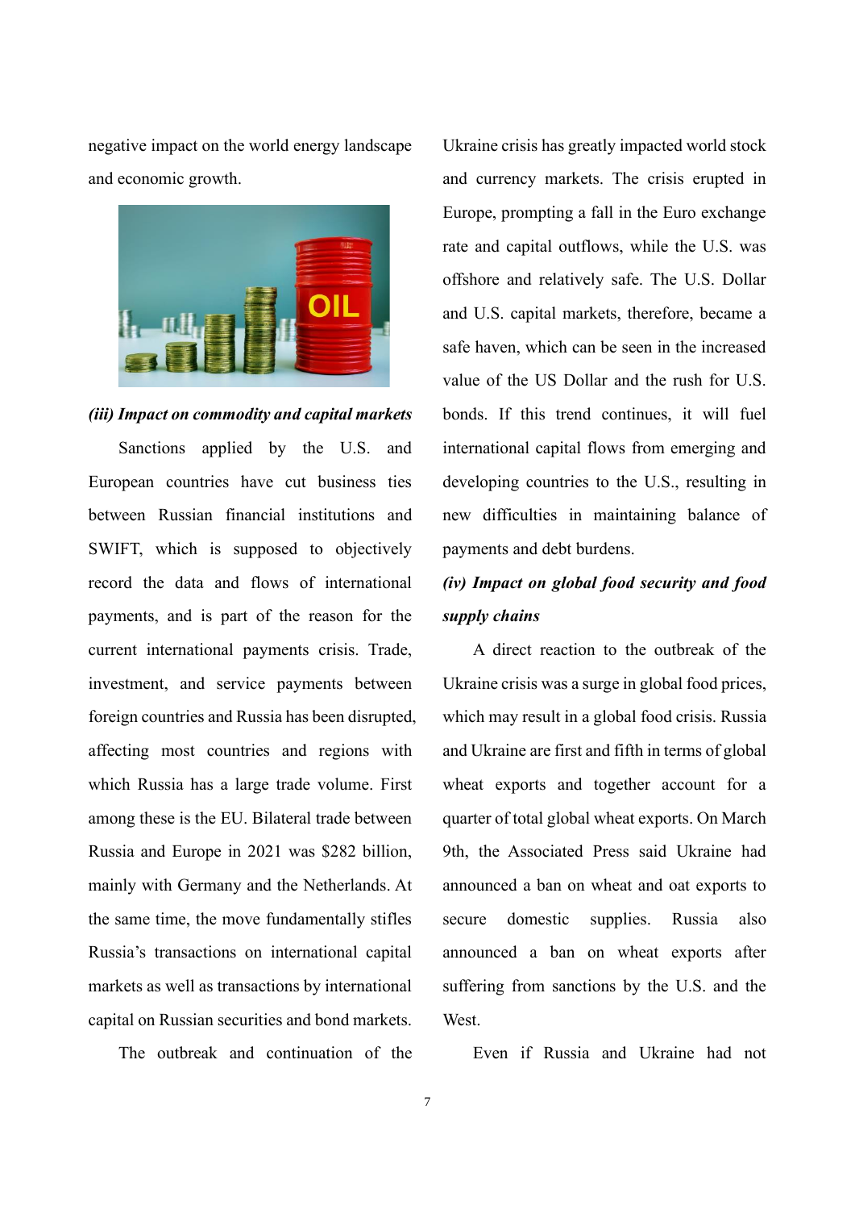negative impact on the world energy landscape and economic growth.

### *(iii) Impact on commodity and capital markets*

Sanctions applied by the U.S. and European countries have cut business ties between Russian financial institutions and SWIFT, which is supposed to objectively record the data and flows of international payments, and is part of the reason for the current international payments crisis. Trade, investment, and service payments between foreign countries and Russia has been disrupted, affecting most countries and regions with which Russia has a large trade volume. First among these is the EU. Bilateral trade between Russia and Europe in 2021 was $282 billion, mainly with Germany and the Netherlands. At the same time, the move fundamentally stifles Russia's transactions on international capital markets as well as transactions by international capital on Russian securities and bond markets.

The outbreak and continuation of the Ukraine crisis has greatly impacted world stock and currency markets. The crisis erupted in Europe, prompting a fall in the Euro exchange rate and capital outflows, while the U.S. was offshore and relatively safe. The U.S. Dollar and U.S. capital markets, therefore, became a safe haven, which can be seen in the increased value of the US Dollar and the rush for U.S. bonds. If this trend continues, it will fuel international capital flows from emerging and developing countries to the U.S., resulting in new difficulties in maintaining balance of payments and debt burdens.

### *(iv) Impact on global food security and food supply chains*

A direct reaction to the outbreak of the Ukraine crisis was a surge in global food prices, which may result in a global food crisis. Russia and Ukraine are first and fifth in terms of global wheat exports and together account for a quarter of total global wheat exports. On March 9th, the Associated Press said Ukraine had announced a ban on wheat and oat exports to secure domestic supplies. Russia also announced a ban on wheat exports after suffering from sanctions by the U.S. and the West.

Even if Russia and Ukraine had not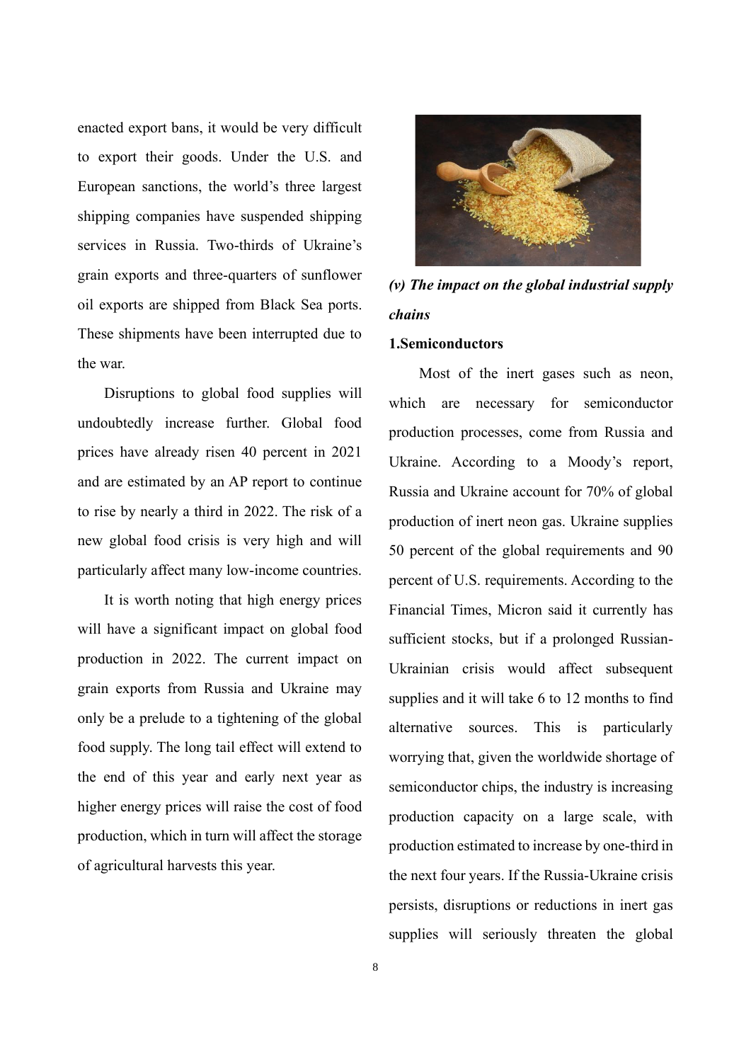enacted export bans, it would be very difficult to export their goods. Under the U.S. and European sanctions, the world's three largest shipping companies have suspended shipping services in Russia. Two-thirds of Ukraine's grain exports and three-quarters of sunflower oil exports are shipped from Black Sea ports. These shipments have been interrupted due to the war.

Disruptions to global food supplies will undoubtedly increase further. Global food prices have already risen 40 percent in 2021 and are estimated by an AP report to continue to rise by nearly a third in 2022. The risk of a new global food crisis is very high and will particularly affect many low-income countries.

It is worth noting that high energy prices will have a significant impact on global food production in 2022. The current impact on grain exports from Russia and Ukraine may only be a prelude to a tightening of the global food supply. The long tail effect will extend to the end of this year and early next year as higher energy prices will raise the cost of food production, which in turn will affect the storage of agricultural harvests this year.

### *(v) The impact on the global industrial supply chains*

**1.Semiconductors**

Most of the inert gases such as neon, which are necessary for semiconductor production processes, come from Russia and Ukraine. According to a Moody's report, Russia and Ukraine account for 70% of global production of inert neon gas. Ukraine supplies 50 percent of the global requirements and 90 percent of U.S. requirements. According to the Financial Times, Micron said it currently has sufficient stocks, but if a prolonged Russian-Ukrainian crisis would affect subsequent supplies and it will take 6 to 12 months to find alternative sources. This is particularly worrying that, given the worldwide shortage of semiconductor chips, the industry is increasing production capacity on a large scale, with production estimated to increase by one-third in the next four years. If the Russia-Ukraine crisis persists, disruptions or reductions in inert gas supplies will seriously threaten the global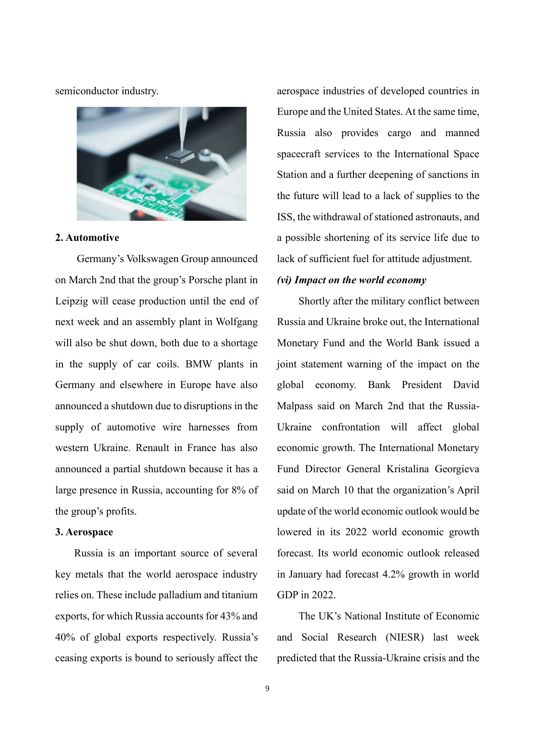semiconductor industry.

**2. Automotive**

Germany's Volkswagen Group announced on March 2nd that the group's Porsche plant in Leipzig will cease production until the end of next week and an assembly plant in Wolfgang will also be shut down, both due to a shortage in the supply of car coils. BMW plants in Germany and elsewhere in Europe have also announced a shutdown due to disruptions in the supply of automotive wire harnesses from western Ukraine. Renault in France has also announced a partial shutdown because it has a large presence in Russia, accounting for 8% of the group's profits.

**3. Aerospace**

Russia is an important source of several key metals that the world aerospace industry relies on. These include palladium and titanium exports, for which Russia accounts for 43% and 40% of global exports respectively. Russia's ceasing exports is bound to seriously affect the aerospace industries of developed countries in Europe and the United States. At the same time, Russia also provides cargo and manned spacecraft services to the International Space Station and a further deepening of sanctions in the future will lead to a lack of supplies to the ISS, the withdrawal of stationed astronauts, and a possible shortening of its service life due to lack of sufficient fuel for attitude adjustment.

***(vi) Impact on the world economy***

Shortly after the military conflict between Russia and Ukraine broke out, the International Monetary Fund and the World Bank issued a joint statement warning of the impact on the global economy. Bank President David Malpass said on March 2nd that the Russia-Ukraine confrontation will affect global economic growth. The International Monetary Fund Director General Kristalina Georgieva said on March 10 that the organization's April update of the world economic outlook would be lowered in its 2022 world economic growth forecast. Its world economic outlook released in January had forecast 4.2% growth in world GDP in 2022.

The UK's National Institute of Economic and Social Research (NIESR) last week predicted that the Russia-Ukraine crisis and the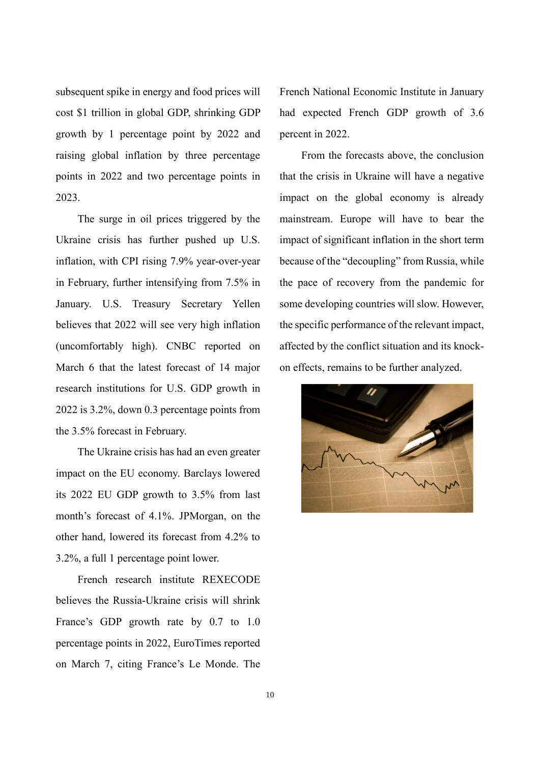subsequent spike in energy and food prices will cost $1 trillion in global GDP, shrinking GDP growth by 1 percentage point by 2022 and raising global inflation by three percentage points in 2022 and two percentage points in 2023.

The surge in oil prices triggered by the Ukraine crisis has further pushed up U.S. inflation, with CPI rising 7.9% year-over-year in February, further intensifying from 7.5% in January. U.S. Treasury Secretary Yellen believes that 2022 will see very high inflation (uncomfortably high). CNBC reported on March 6 that the latest forecast of 14 major research institutions for U.S. GDP growth in 2022 is 3.2%, down 0.3 percentage points from the 3.5% forecast in February.

The Ukraine crisis has had an even greater impact on the EU economy. Barclays lowered its 2022 EU GDP growth to 3.5% from last month's forecast of 4.1%. JPMorgan, on the other hand, lowered its forecast from 4.2% to 3.2%, a full 1 percentage point lower.

French research institute REXECODE believes the Russia-Ukraine crisis will shrink France's GDP growth rate by 0.7 to 1.0 percentage points in 2022, EuroTimes reported on March 7, citing France's Le Monde. The French National Economic Institute in January had expected French GDP growth of 3.6 percent in 2022.

From the forecasts above, the conclusion that the crisis in Ukraine will have a negative impact on the global economy is already mainstream. Europe will have to bear the impact of significant inflation in the short term because of the "decoupling" from Russia, while the pace of recovery from the pandemic for some developing countries will slow. However, the specific performance of the relevant impact, affected by the conflict situation and its knock-on effects, remains to be further analyzed.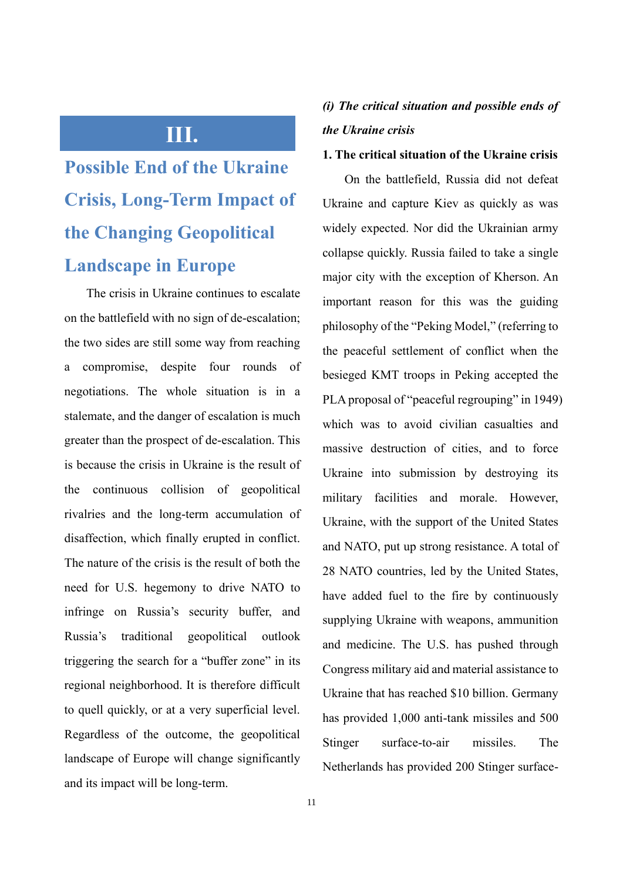# III. Possible End of the Ukraine Crisis, Long-Term Impact of the Changing Geopolitical Landscape in Europe

The crisis in Ukraine continues to escalate on the battlefield with no sign of de-escalation; the two sides are still some way from reaching a compromise, despite four rounds of negotiations. The whole situation is in a stalemate, and the danger of escalation is much greater than the prospect of de-escalation. This is because the crisis in Ukraine is the result of the continuous collision of geopolitical rivalries and the long-term accumulation of disaffection, which finally erupted in conflict. The nature of the crisis is the result of both the need for U.S. hegemony to drive NATO to infringe on Russia's security buffer, and Russia's traditional geopolitical outlook triggering the search for a "buffer zone" in its regional neighborhood. It is therefore difficult to quell quickly, or at a very superficial level. Regardless of the outcome, the geopolitical landscape of Europe will change significantly and its impact will be long-term.

## *(i) The critical situation and possible ends of the Ukraine crisis*

### 1. The critical situation of the Ukraine crisis

On the battlefield, Russia did not defeat Ukraine and capture Kiev as quickly as was widely expected. Nor did the Ukrainian army collapse quickly. Russia failed to take a single major city with the exception of Kherson. An important reason for this was the guiding philosophy of the "Peking Model," (referring to the peaceful settlement of conflict when the besieged KMT troops in Peking accepted the PLA proposal of "peaceful regrouping" in 1949) which was to avoid civilian casualties and massive destruction of cities, and to force Ukraine into submission by destroying its military facilities and morale. However, Ukraine, with the support of the United States and NATO, put up strong resistance. A total of 28 NATO countries, led by the United States, have added fuel to the fire by continuously supplying Ukraine with weapons, ammunition and medicine. The U.S. has pushed through Congress military aid and material assistance to Ukraine that has reached $10 billion. Germany has provided 1,000 anti-tank missiles and 500 Stinger surface-to-air missiles. The Netherlands has provided 200 Stinger surface-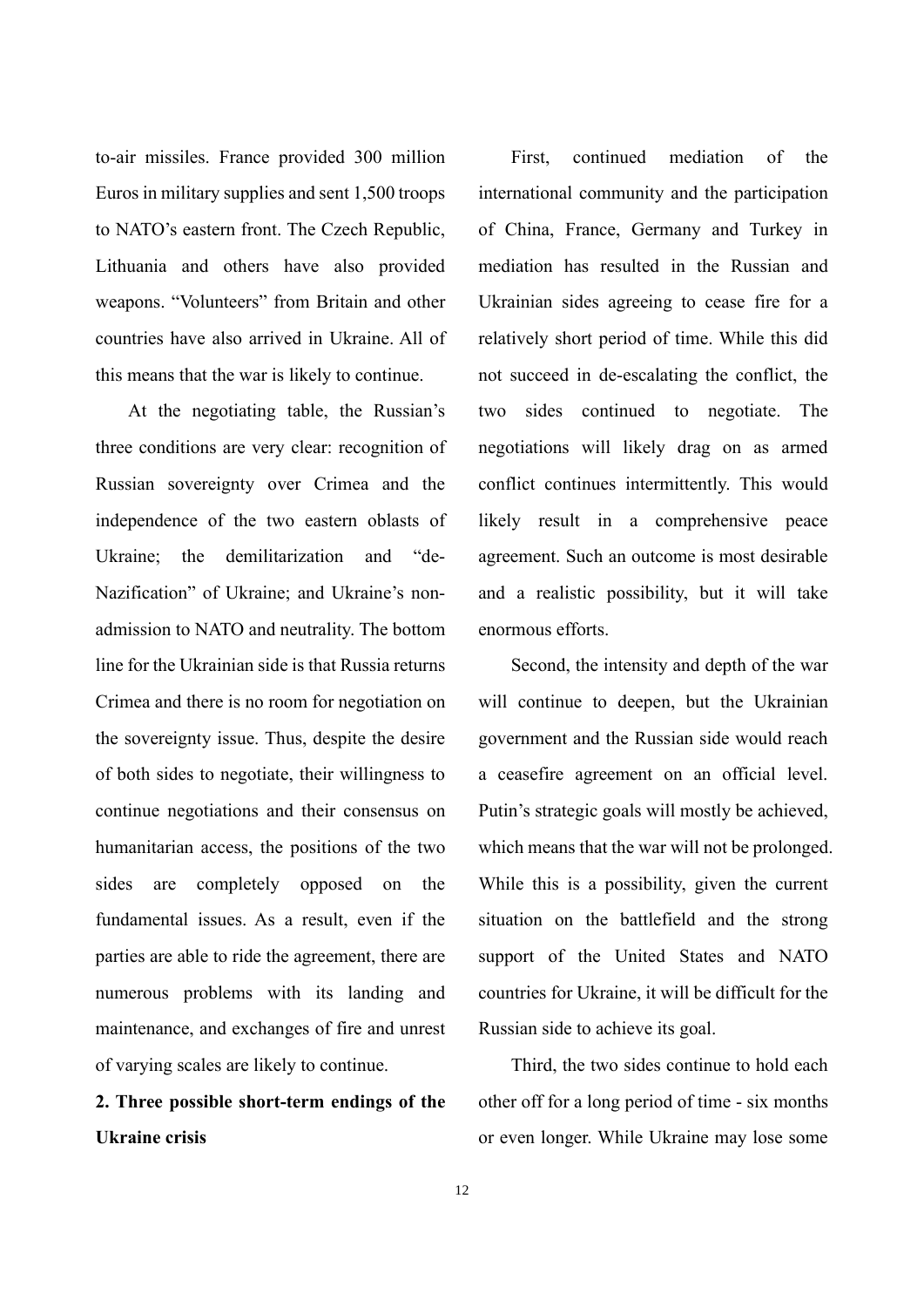to-air missiles. France provided 300 million Euros in military supplies and sent 1,500 troops to NATO's eastern front. The Czech Republic, Lithuania and others have also provided weapons. "Volunteers" from Britain and other countries have also arrived in Ukraine. All of this means that the war is likely to continue.

At the negotiating table, the Russian's three conditions are very clear: recognition of Russian sovereignty over Crimea and the independence of the two eastern oblasts of Ukraine; the demilitarization and "de-Nazification" of Ukraine; and Ukraine's non-admission to NATO and neutrality. The bottom line for the Ukrainian side is that Russia returns Crimea and there is no room for negotiation on the sovereignty issue. Thus, despite the desire of both sides to negotiate, their willingness to continue negotiations and their consensus on humanitarian access, the positions of the two sides are completely opposed on the fundamental issues. As a result, even if the parties are able to ride the agreement, there are numerous problems with its landing and maintenance, and exchanges of fire and unrest of varying scales are likely to continue.

**2. Three possible short-term endings of the Ukraine crisis**

First, continued mediation of the international community and the participation of China, France, Germany and Turkey in mediation has resulted in the Russian and Ukrainian sides agreeing to cease fire for a relatively short period of time. While this did not succeed in de-escalating the conflict, the two sides continued to negotiate. The negotiations will likely drag on as armed conflict continues intermittently. This would likely result in a comprehensive peace agreement. Such an outcome is most desirable and a realistic possibility, but it will take enormous efforts.

Second, the intensity and depth of the war will continue to deepen, but the Ukrainian government and the Russian side would reach a ceasefire agreement on an official level. Putin's strategic goals will mostly be achieved, which means that the war will not be prolonged. While this is a possibility, given the current situation on the battlefield and the strong support of the United States and NATO countries for Ukraine, it will be difficult for the Russian side to achieve its goal.

Third, the two sides continue to hold each other off for a long period of time - six months or even longer. While Ukraine may lose some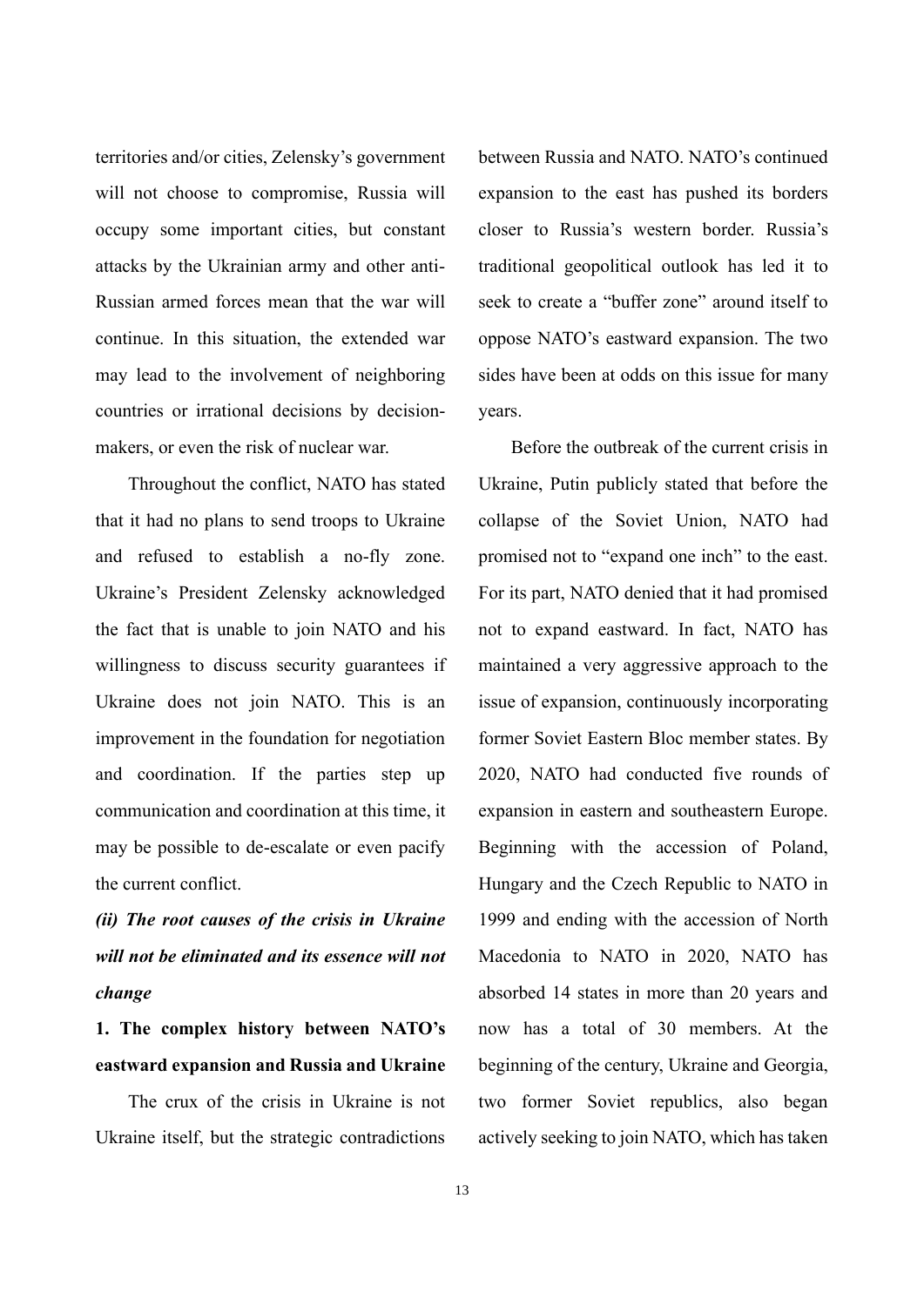territories and/or cities, Zelensky's government will not choose to compromise, Russia will occupy some important cities, but constant attacks by the Ukrainian army and other anti-Russian armed forces mean that the war will continue. In this situation, the extended war may lead to the involvement of neighboring countries or irrational decisions by decision-makers, or even the risk of nuclear war.

Throughout the conflict, NATO has stated that it had no plans to send troops to Ukraine and refused to establish a no-fly zone. Ukraine's President Zelensky acknowledged the fact that is unable to join NATO and his willingness to discuss security guarantees if Ukraine does not join NATO. This is an improvement in the foundation for negotiation and coordination. If the parties step up communication and coordination at this time, it may be possible to de-escalate or even pacify the current conflict.

### *(ii) The root causes of the crisis in Ukraine will not be eliminated and its essence will not change*

#### 1. The complex history between NATO's eastward expansion and Russia and Ukraine

The crux of the crisis in Ukraine is not Ukraine itself, but the strategic contradictions between Russia and NATO. NATO's continued expansion to the east has pushed its borders closer to Russia's western border. Russia's traditional geopolitical outlook has led it to seek to create a "buffer zone" around itself to oppose NATO's eastward expansion. The two sides have been at odds on this issue for many years.

Before the outbreak of the current crisis in Ukraine, Putin publicly stated that before the collapse of the Soviet Union, NATO had promised not to "expand one inch" to the east. For its part, NATO denied that it had promised not to expand eastward. In fact, NATO has maintained a very aggressive approach to the issue of expansion, continuously incorporating former Soviet Eastern Bloc member states. By 2020, NATO had conducted five rounds of expansion in eastern and southeastern Europe. Beginning with the accession of Poland, Hungary and the Czech Republic to NATO in 1999 and ending with the accession of North Macedonia to NATO in 2020, NATO has absorbed 14 states in more than 20 years and now has a total of 30 members. At the beginning of the century, Ukraine and Georgia, two former Soviet republics, also began actively seeking to join NATO, which has taken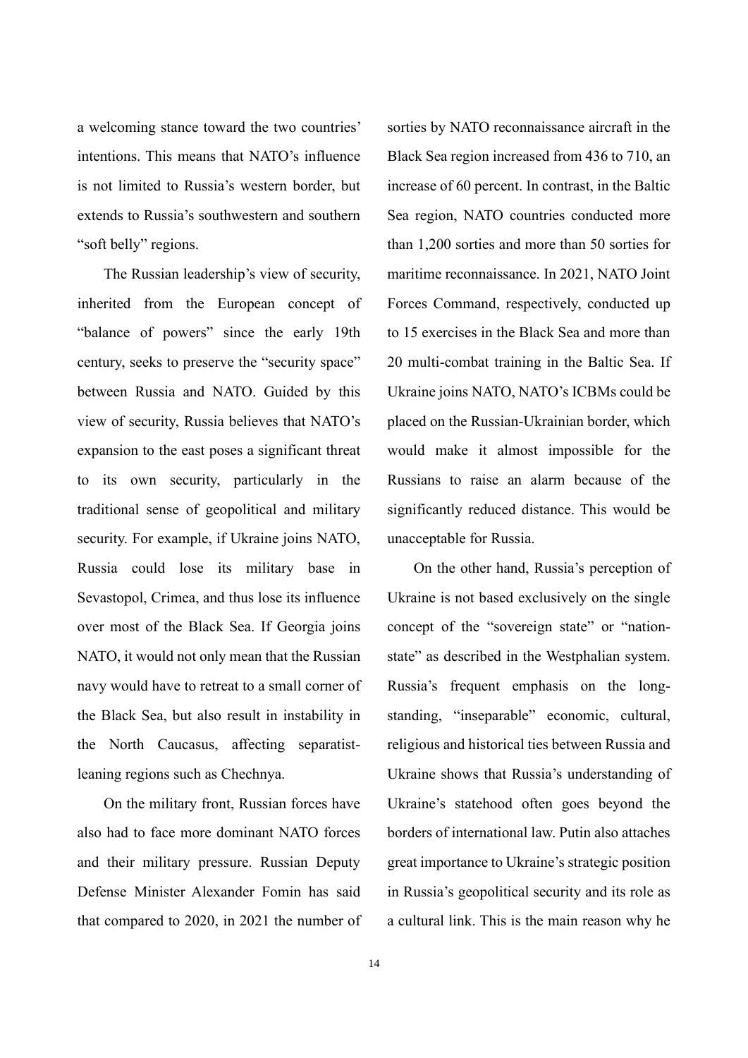a welcoming stance toward the two countries' intentions. This means that NATO's influence is not limited to Russia's western border, but extends to Russia's southwestern and southern "soft belly" regions.

The Russian leadership's view of security, inherited from the European concept of "balance of powers" since the early 19th century, seeks to preserve the "security space" between Russia and NATO. Guided by this view of security, Russia believes that NATO's expansion to the east poses a significant threat to its own security, particularly in the traditional sense of geopolitical and military security. For example, if Ukraine joins NATO, Russia could lose its military base in Sevastopol, Crimea, and thus lose its influence over most of the Black Sea. If Georgia joins NATO, it would not only mean that the Russian navy would have to retreat to a small corner of the Black Sea, but also result in instability in the North Caucasus, affecting separatist-leaning regions such as Chechnya.

On the military front, Russian forces have also had to face more dominant NATO forces and their military pressure. Russian Deputy Defense Minister Alexander Fomin has said that compared to 2020, in 2021 the number of sorties by NATO reconnaissance aircraft in the Black Sea region increased from 436 to 710, an increase of 60 percent. In contrast, in the Baltic Sea region, NATO countries conducted more than 1,200 sorties and more than 50 sorties for maritime reconnaissance. In 2021, NATO Joint Forces Command, respectively, conducted up to 15 exercises in the Black Sea and more than 20 multi-combat training in the Baltic Sea. If Ukraine joins NATO, NATO's ICBMs could be placed on the Russian-Ukrainian border, which would make it almost impossible for the Russians to raise an alarm because of the significantly reduced distance. This would be unacceptable for Russia.

On the other hand, Russia's perception of Ukraine is not based exclusively on the single concept of the "sovereign state" or "nation-state" as described in the Westphalian system. Russia's frequent emphasis on the long-standing, "inseparable" economic, cultural, religious and historical ties between Russia and Ukraine shows that Russia's understanding of Ukraine's statehood often goes beyond the borders of international law. Putin also attaches great importance to Ukraine's strategic position in Russia's geopolitical security and its role as a cultural link. This is the main reason why he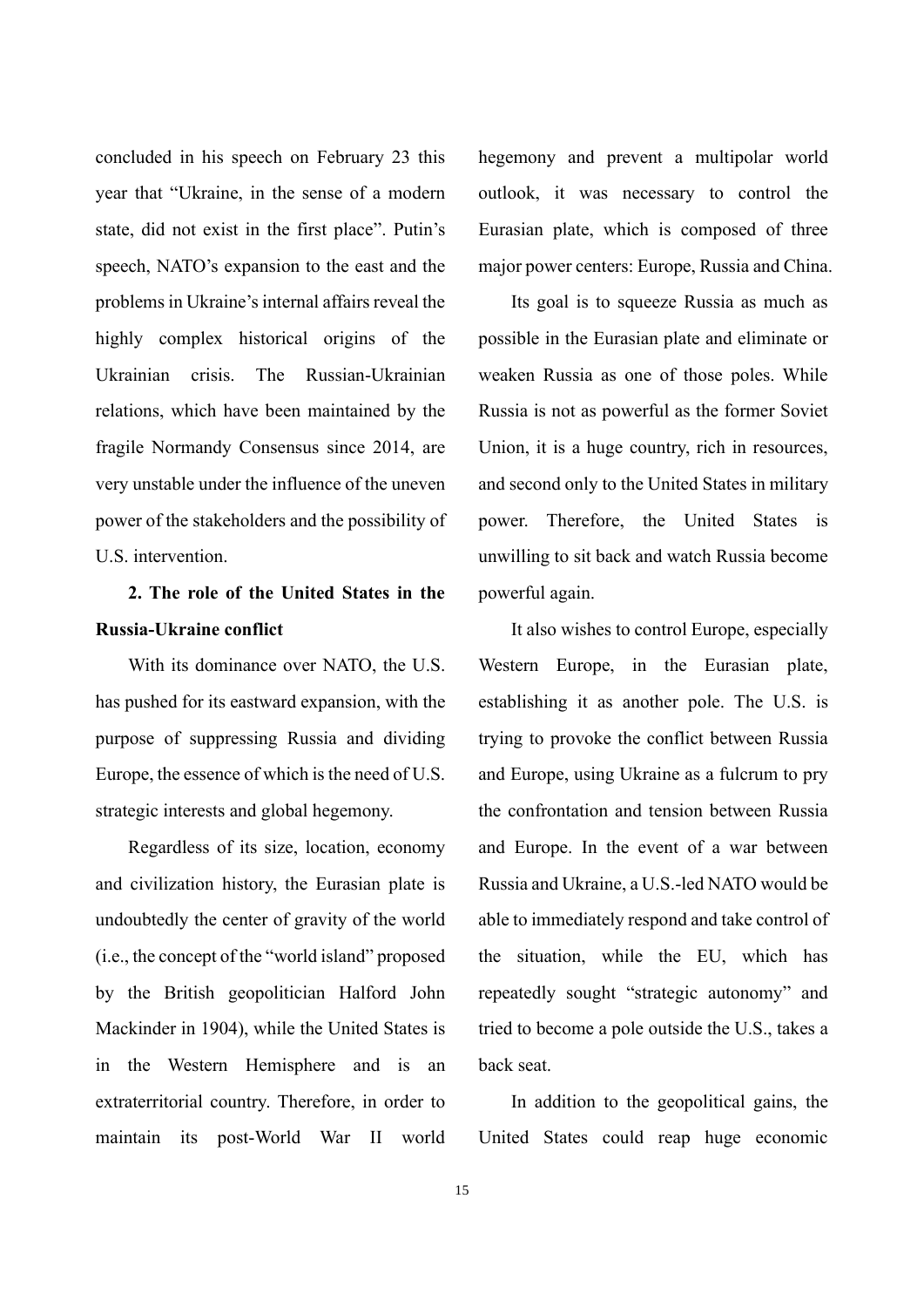concluded in his speech on February 23 this year that "Ukraine, in the sense of a modern state, did not exist in the first place". Putin's speech, NATO's expansion to the east and the problems in Ukraine's internal affairs reveal the highly complex historical origins of the Ukrainian crisis. The Russian-Ukrainian relations, which have been maintained by the fragile Normandy Consensus since 2014, are very unstable under the influence of the uneven power of the stakeholders and the possibility of U.S. intervention.

**2. The role of the United States in the Russia-Ukraine conflict**

With its dominance over NATO, the U.S. has pushed for its eastward expansion, with the purpose of suppressing Russia and dividing Europe, the essence of which is the need of U.S. strategic interests and global hegemony.

Regardless of its size, location, economy and civilization history, the Eurasian plate is undoubtedly the center of gravity of the world (i.e., the concept of the "world island" proposed by the British geopolitician Halford John Mackinder in 1904), while the United States is in the Western Hemisphere and is an extraterritorial country. Therefore, in order to maintain its post-World War II world hegemony and prevent a multipolar world outlook, it was necessary to control the Eurasian plate, which is composed of three major power centers: Europe, Russia and China.

Its goal is to squeeze Russia as much as possible in the Eurasian plate and eliminate or weaken Russia as one of those poles. While Russia is not as powerful as the former Soviet Union, it is a huge country, rich in resources, and second only to the United States in military power. Therefore, the United States is unwilling to sit back and watch Russia become powerful again.

It also wishes to control Europe, especially Western Europe, in the Eurasian plate, establishing it as another pole. The U.S. is trying to provoke the conflict between Russia and Europe, using Ukraine as a fulcrum to pry the confrontation and tension between Russia and Europe. In the event of a war between Russia and Ukraine, a U.S.-led NATO would be able to immediately respond and take control of the situation, while the EU, which has repeatedly sought "strategic autonomy" and tried to become a pole outside the U.S., takes a back seat.

In addition to the geopolitical gains, the United States could reap huge economic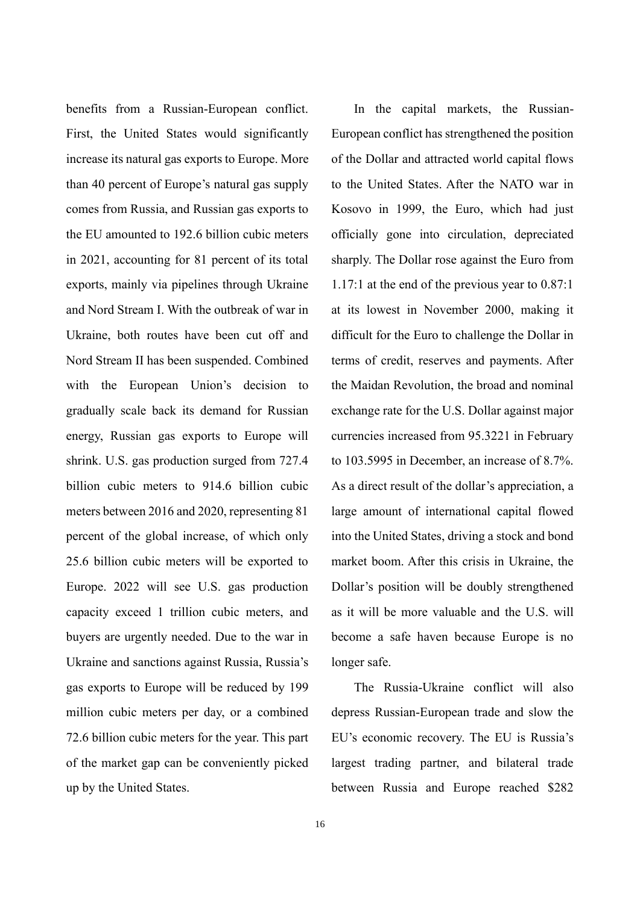benefits from a Russian-European conflict. First, the United States would significantly increase its natural gas exports to Europe. More than 40 percent of Europe's natural gas supply comes from Russia, and Russian gas exports to the EU amounted to 192.6 billion cubic meters in 2021, accounting for 81 percent of its total exports, mainly via pipelines through Ukraine and Nord Stream I. With the outbreak of war in Ukraine, both routes have been cut off and Nord Stream II has been suspended. Combined with the European Union's decision to gradually scale back its demand for Russian energy, Russian gas exports to Europe will shrink. U.S. gas production surged from 727.4 billion cubic meters to 914.6 billion cubic meters between 2016 and 2020, representing 81 percent of the global increase, of which only 25.6 billion cubic meters will be exported to Europe. 2022 will see U.S. gas production capacity exceed 1 trillion cubic meters, and buyers are urgently needed. Due to the war in Ukraine and sanctions against Russia, Russia's gas exports to Europe will be reduced by 199 million cubic meters per day, or a combined 72.6 billion cubic meters for the year. This part of the market gap can be conveniently picked up by the United States.

In the capital markets, the Russian-European conflict has strengthened the position of the Dollar and attracted world capital flows to the United States. After the NATO war in Kosovo in 1999, the Euro, which had just officially gone into circulation, depreciated sharply. The Dollar rose against the Euro from 1.17:1 at the end of the previous year to 0.87:1 at its lowest in November 2000, making it difficult for the Euro to challenge the Dollar in terms of credit, reserves and payments. After the Maidan Revolution, the broad and nominal exchange rate for the U.S. Dollar against major currencies increased from 95.3221 in February to 103.5995 in December, an increase of 8.7%. As a direct result of the dollar's appreciation, a large amount of international capital flowed into the United States, driving a stock and bond market boom. After this crisis in Ukraine, the Dollar's position will be doubly strengthened as it will be more valuable and the U.S. will become a safe haven because Europe is no longer safe.

The Russia-Ukraine conflict will also depress Russian-European trade and slow the EU's economic recovery. The EU is Russia's largest trading partner, and bilateral trade between Russia and Europe reached $282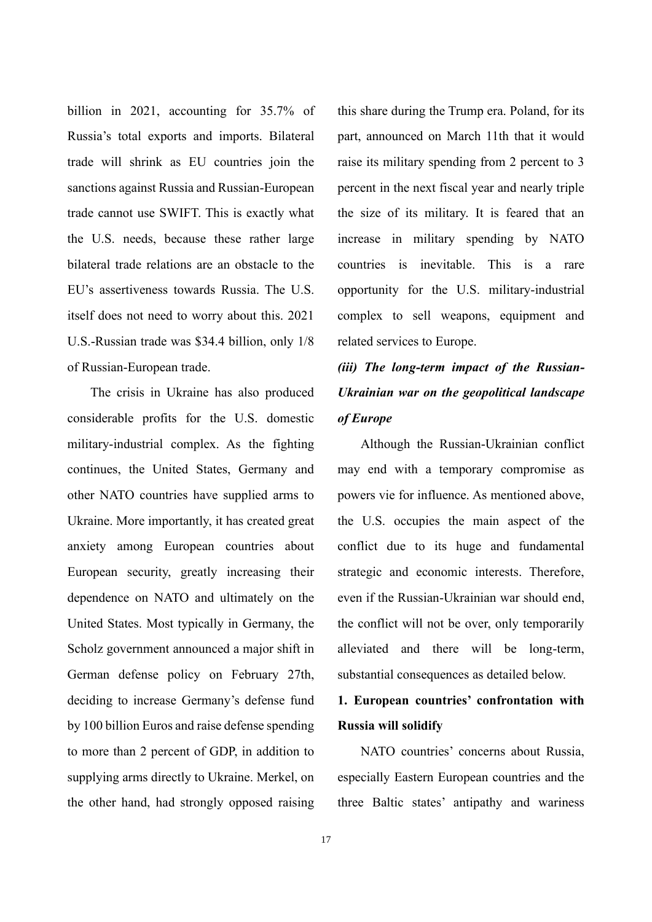billion in 2021, accounting for 35.7% of Russia's total exports and imports. Bilateral trade will shrink as EU countries join the sanctions against Russia and Russian-European trade cannot use SWIFT. This is exactly what the U.S. needs, because these rather large bilateral trade relations are an obstacle to the EU's assertiveness towards Russia. The U.S. itself does not need to worry about this. 2021 U.S.-Russian trade was $34.4 billion, only 1/8 of Russian-European trade.

The crisis in Ukraine has also produced considerable profits for the U.S. domestic military-industrial complex. As the fighting continues, the United States, Germany and other NATO countries have supplied arms to Ukraine. More importantly, it has created great anxiety among European countries about European security, greatly increasing their dependence on NATO and ultimately on the United States. Most typically in Germany, the Scholz government announced a major shift in German defense policy on February 27th, deciding to increase Germany's defense fund by 100 billion Euros and raise defense spending to more than 2 percent of GDP, in addition to supplying arms directly to Ukraine. Merkel, on the other hand, had strongly opposed raising this share during the Trump era. Poland, for its part, announced on March 11th that it would raise its military spending from 2 percent to 3 percent in the next fiscal year and nearly triple the size of its military. It is feared that an increase in military spending by NATO countries is inevitable. This is a rare opportunity for the U.S. military-industrial complex to sell weapons, equipment and related services to Europe.

### *(iii) The long-term impact of the Russian-Ukrainian war on the geopolitical landscape of Europe*

Although the Russian-Ukrainian conflict may end with a temporary compromise as powers vie for influence. As mentioned above, the U.S. occupies the main aspect of the conflict due to its huge and fundamental strategic and economic interests. Therefore, even if the Russian-Ukrainian war should end, the conflict will not be over, only temporarily alleviated and there will be long-term, substantial consequences as detailed below.

#### 1. European countries' confrontation with Russia will solidify

NATO countries' concerns about Russia, especially Eastern European countries and the three Baltic states' antipathy and wariness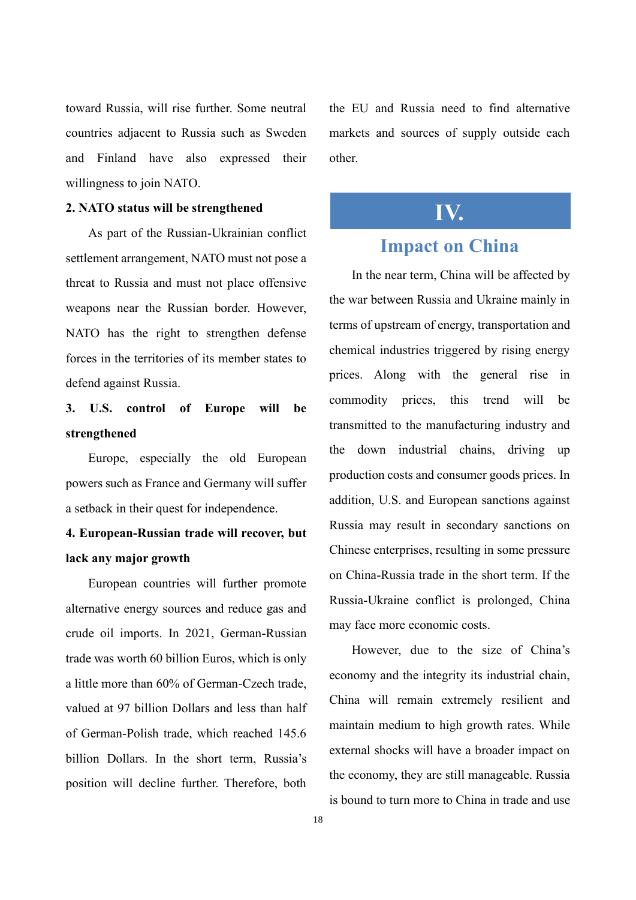toward Russia, will rise further. Some neutral countries adjacent to Russia such as Sweden and Finland have also expressed their willingness to join NATO.

**2. NATO status will be strengthened**

As part of the Russian-Ukrainian conflict settlement arrangement, NATO must not pose a threat to Russia and must not place offensive weapons near the Russian border. However, NATO has the right to strengthen defense forces in the territories of its member states to defend against Russia.

**3. U.S. control of Europe will be strengthened**

Europe, especially the old European powers such as France and Germany will suffer a setback in their quest for independence.

**4. European-Russian trade will recover, but lack any major growth**

European countries will further promote alternative energy sources and reduce gas and crude oil imports. In 2021, German-Russian trade was worth 60 billion Euros, which is only a little more than 60% of German-Czech trade, valued at 97 billion Dollars and less than half of German-Polish trade, which reached 145.6 billion Dollars. In the short term, Russia's position will decline further. Therefore, both the EU and Russia need to find alternative markets and sources of supply outside each other.

# IV.

## Impact on China

In the near term, China will be affected by the war between Russia and Ukraine mainly in terms of upstream of energy, transportation and chemical industries triggered by rising energy prices. Along with the general rise in commodity prices, this trend will be transmitted to the manufacturing industry and the down industrial chains, driving up production costs and consumer goods prices. In addition, U.S. and European sanctions against Russia may result in secondary sanctions on Chinese enterprises, resulting in some pressure on China-Russia trade in the short term. If the Russia-Ukraine conflict is prolonged, China may face more economic costs.

However, due to the size of China's economy and the integrity its industrial chain, China will remain extremely resilient and maintain medium to high growth rates. While external shocks will have a broader impact on the economy, they are still manageable. Russia is bound to turn more to China in trade and use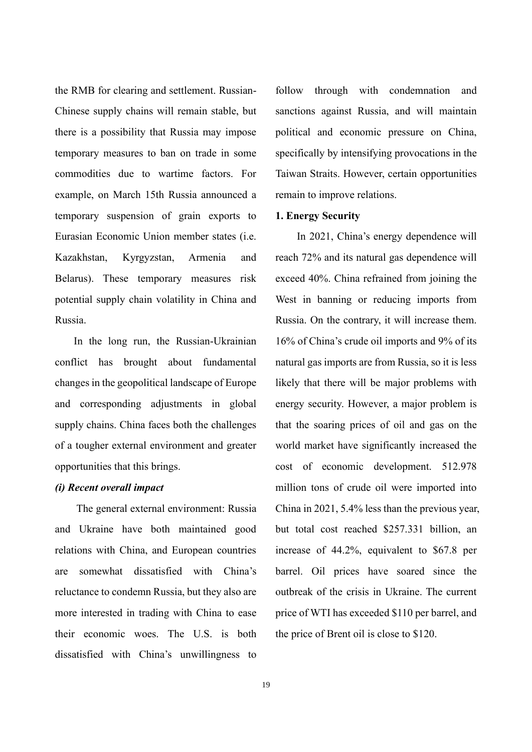the RMB for clearing and settlement. Russian-Chinese supply chains will remain stable, but there is a possibility that Russia may impose temporary measures to ban on trade in some commodities due to wartime factors. For example, on March 15th Russia announced a temporary suspension of grain exports to Eurasian Economic Union member states (i.e. Kazakhstan, Kyrgyzstan, Armenia and Belarus). These temporary measures risk potential supply chain volatility in China and Russia.

In the long run, the Russian-Ukrainian conflict has brought about fundamental changes in the geopolitical landscape of Europe and corresponding adjustments in global supply chains. China faces both the challenges of a tougher external environment and greater opportunities that this brings.

***(i) Recent overall impact***

The general external environment: Russia and Ukraine have both maintained good relations with China, and European countries are somewhat dissatisfied with China's reluctance to condemn Russia, but they also are more interested in trading with China to ease their economic woes. The U.S. is both dissatisfied with China's unwillingness to follow through with condemnation and sanctions against Russia, and will maintain political and economic pressure on China, specifically by intensifying provocations in the Taiwan Straits. However, certain opportunities remain to improve relations.

**1. Energy Security**

In 2021, China's energy dependence will reach 72% and its natural gas dependence will exceed 40%. China refrained from joining the West in banning or reducing imports from Russia. On the contrary, it will increase them. 16% of China's crude oil imports and 9% of its natural gas imports are from Russia, so it is less likely that there will be major problems with energy security. However, a major problem is that the soaring prices of oil and gas on the world market have significantly increased the cost of economic development. 512.978 million tons of crude oil were imported into China in 2021, 5.4% less than the previous year, but total cost reached $257.331 billion, an increase of 44.2%, equivalent to $67.8 per barrel. Oil prices have soared since the outbreak of the crisis in Ukraine. The current price of WTI has exceeded $110 per barrel, and the price of Brent oil is close to $120.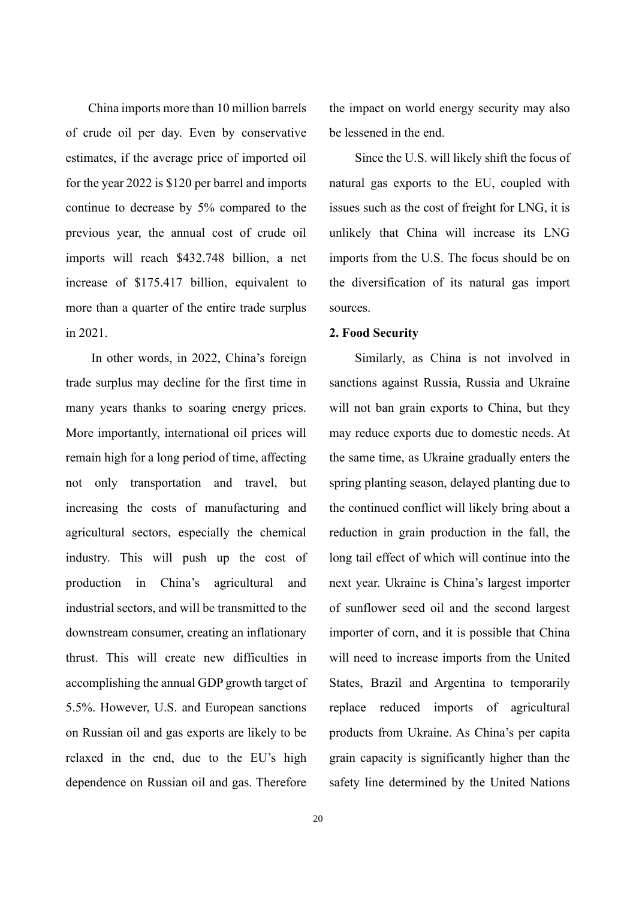China imports more than 10 million barrels of crude oil per day. Even by conservative estimates, if the average price of imported oil for the year 2022 is $120 per barrel and imports continue to decrease by 5% compared to the previous year, the annual cost of crude oil imports will reach $432.748 billion, a net increase of $175.417 billion, equivalent to more than a quarter of the entire trade surplus in 2021.

In other words, in 2022, China's foreign trade surplus may decline for the first time in many years thanks to soaring energy prices. More importantly, international oil prices will remain high for a long period of time, affecting not only transportation and travel, but increasing the costs of manufacturing and agricultural sectors, especially the chemical industry. This will push up the cost of production in China's agricultural and industrial sectors, and will be transmitted to the downstream consumer, creating an inflationary thrust. This will create new difficulties in accomplishing the annual GDP growth target of 5.5%. However, U.S. and European sanctions on Russian oil and gas exports are likely to be relaxed in the end, due to the EU's high dependence on Russian oil and gas. Therefore the impact on world energy security may also be lessened in the end.

Since the U.S. will likely shift the focus of natural gas exports to the EU, coupled with issues such as the cost of freight for LNG, it is unlikely that China will increase its LNG imports from the U.S. The focus should be on the diversification of its natural gas import sources.

**2. Food Security**

Similarly, as China is not involved in sanctions against Russia, Russia and Ukraine will not ban grain exports to China, but they may reduce exports due to domestic needs. At the same time, as Ukraine gradually enters the spring planting season, delayed planting due to the continued conflict will likely bring about a reduction in grain production in the fall, the long tail effect of which will continue into the next year. Ukraine is China's largest importer of sunflower seed oil and the second largest importer of corn, and it is possible that China will need to increase imports from the United States, Brazil and Argentina to temporarily replace reduced imports of agricultural products from Ukraine. As China's per capita grain capacity is significantly higher than the safety line determined by the United Nations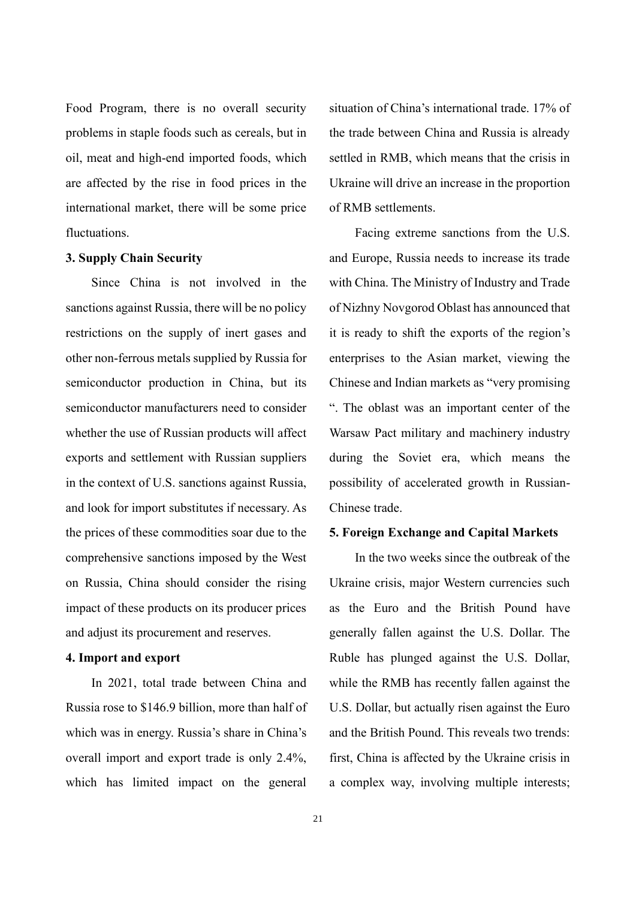Food Program, there is no overall security problems in staple foods such as cereals, but in oil, meat and high-end imported foods, which are affected by the rise in food prices in the international market, there will be some price fluctuations.

**3. Supply Chain Security**

Since China is not involved in the sanctions against Russia, there will be no policy restrictions on the supply of inert gases and other non-ferrous metals supplied by Russia for semiconductor production in China, but its semiconductor manufacturers need to consider whether the use of Russian products will affect exports and settlement with Russian suppliers in the context of U.S. sanctions against Russia, and look for import substitutes if necessary. As the prices of these commodities soar due to the comprehensive sanctions imposed by the West on Russia, China should consider the rising impact of these products on its producer prices and adjust its procurement and reserves.

**4. Import and export**

In 2021, total trade between China and Russia rose to $146.9 billion, more than half of which was in energy. Russia's share in China's overall import and export trade is only 2.4%, which has limited impact on the general situation of China's international trade. 17% of the trade between China and Russia is already settled in RMB, which means that the crisis in Ukraine will drive an increase in the proportion of RMB settlements.

Facing extreme sanctions from the U.S. and Europe, Russia needs to increase its trade with China. The Ministry of Industry and Trade of Nizhny Novgorod Oblast has announced that it is ready to shift the exports of the region's enterprises to the Asian market, viewing the Chinese and Indian markets as "very promising ". The oblast was an important center of the Warsaw Pact military and machinery industry during the Soviet era, which means the possibility of accelerated growth in Russian-Chinese trade.

**5. Foreign Exchange and Capital Markets**

In the two weeks since the outbreak of the Ukraine crisis, major Western currencies such as the Euro and the British Pound have generally fallen against the U.S. Dollar. The Ruble has plunged against the U.S. Dollar, while the RMB has recently fallen against the U.S. Dollar, but actually risen against the Euro and the British Pound. This reveals two trends: first, China is affected by the Ukraine crisis in a complex way, involving multiple interests;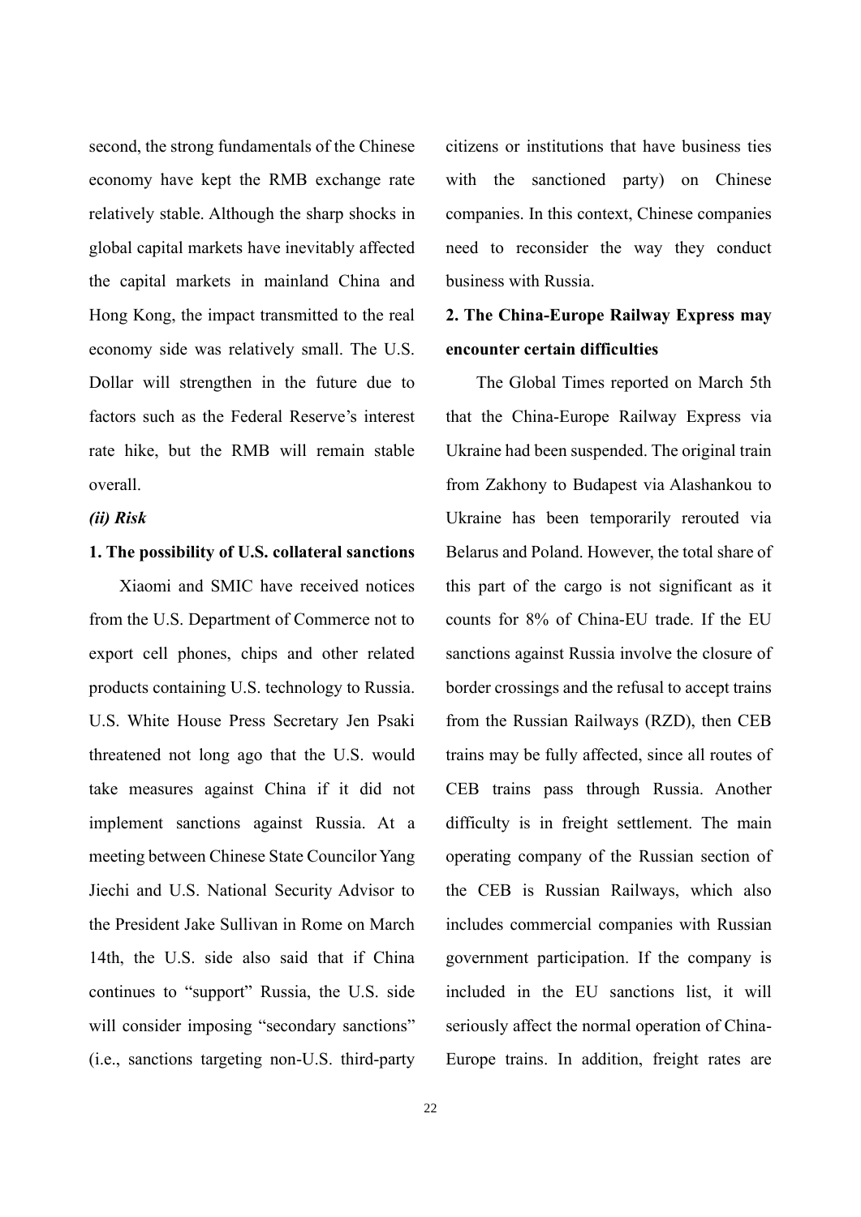second, the strong fundamentals of the Chinese economy have kept the RMB exchange rate relatively stable. Although the sharp shocks in global capital markets have inevitably affected the capital markets in mainland China and Hong Kong, the impact transmitted to the real economy side was relatively small. The U.S. Dollar will strengthen in the future due to factors such as the Federal Reserve's interest rate hike, but the RMB will remain stable overall.

***(ii) Risk***

**1. The possibility of U.S. collateral sanctions**

Xiaomi and SMIC have received notices from the U.S. Department of Commerce not to export cell phones, chips and other related products containing U.S. technology to Russia. U.S. White House Press Secretary Jen Psaki threatened not long ago that the U.S. would take measures against China if it did not implement sanctions against Russia. At a meeting between Chinese State Councilor Yang Jiechi and U.S. National Security Advisor to the President Jake Sullivan in Rome on March 14th, the U.S. side also said that if China continues to "support" Russia, the U.S. side will consider imposing "secondary sanctions" (i.e., sanctions targeting non-U.S. third-party citizens or institutions that have business ties with the sanctioned party) on Chinese companies. In this context, Chinese companies need to reconsider the way they conduct business with Russia.

**2. The China-Europe Railway Express may encounter certain difficulties**

The Global Times reported on March 5th that the China-Europe Railway Express via Ukraine had been suspended. The original train from Zakhony to Budapest via Alashankou to Ukraine has been temporarily rerouted via Belarus and Poland. However, the total share of this part of the cargo is not significant as it counts for 8% of China-EU trade. If the EU sanctions against Russia involve the closure of border crossings and the refusal to accept trains from the Russian Railways (RZD), then CEB trains may be fully affected, since all routes of CEB trains pass through Russia. Another difficulty is in freight settlement. The main operating company of the Russian section of the CEB is Russian Railways, which also includes commercial companies with Russian government participation. If the company is included in the EU sanctions list, it will seriously affect the normal operation of China-Europe trains. In addition, freight rates are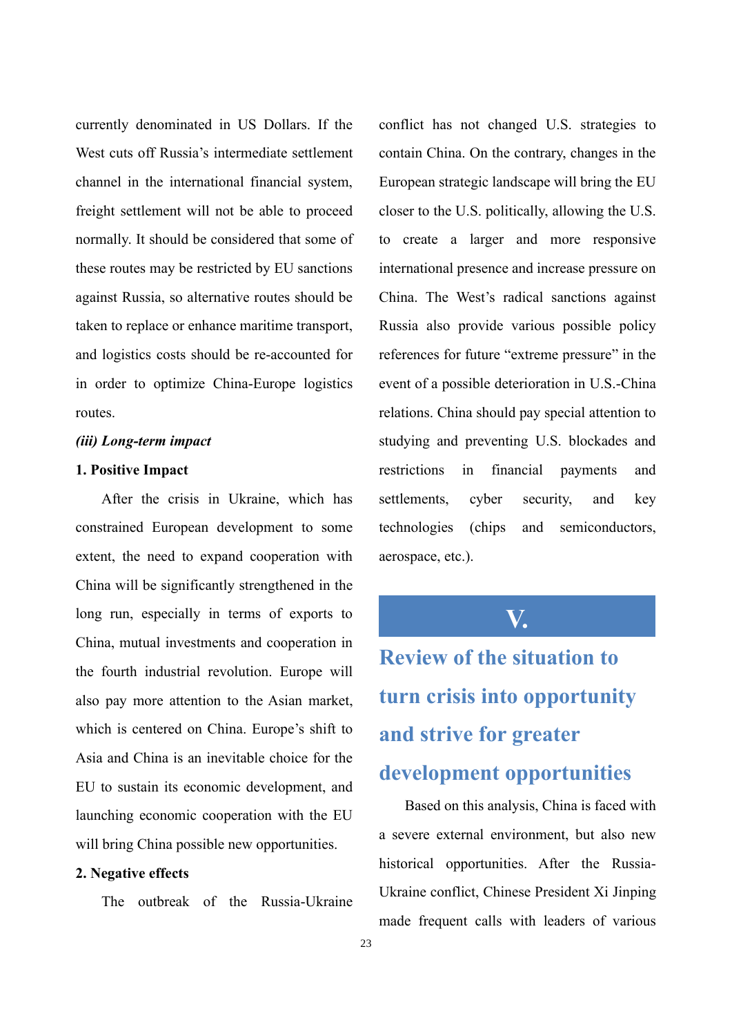currently denominated in US Dollars. If the West cuts off Russia's intermediate settlement channel in the international financial system, freight settlement will not be able to proceed normally. It should be considered that some of these routes may be restricted by EU sanctions against Russia, so alternative routes should be taken to replace or enhance maritime transport, and logistics costs should be re-accounted for in order to optimize China-Europe logistics routes.

***(iii) Long-term impact***

**1. Positive Impact**

After the crisis in Ukraine, which has constrained European development to some extent, the need to expand cooperation with China will be significantly strengthened in the long run, especially in terms of exports to China, mutual investments and cooperation in the fourth industrial revolution. Europe will also pay more attention to the Asian market, which is centered on China. Europe's shift to Asia and China is an inevitable choice for the EU to sustain its economic development, and launching economic cooperation with the EU will bring China possible new opportunities.

**2. Negative effects**

The outbreak of the Russia-Ukraine conflict has not changed U.S. strategies to contain China. On the contrary, changes in the European strategic landscape will bring the EU closer to the U.S. politically, allowing the U.S. to create a larger and more responsive international presence and increase pressure on China. The West's radical sanctions against Russia also provide various possible policy references for future "extreme pressure" in the event of a possible deterioration in U.S.-China relations. China should pay special attention to studying and preventing U.S. blockades and restrictions in financial payments and settlements, cyber security, and key technologies (chips and semiconductors, aerospace, etc.).

# V. Review of the situation to turn crisis into opportunity and strive for greater development opportunities

Based on this analysis, China is faced with a severe external environment, but also new historical opportunities. After the Russia-Ukraine conflict, Chinese President Xi Jinping made frequent calls with leaders of various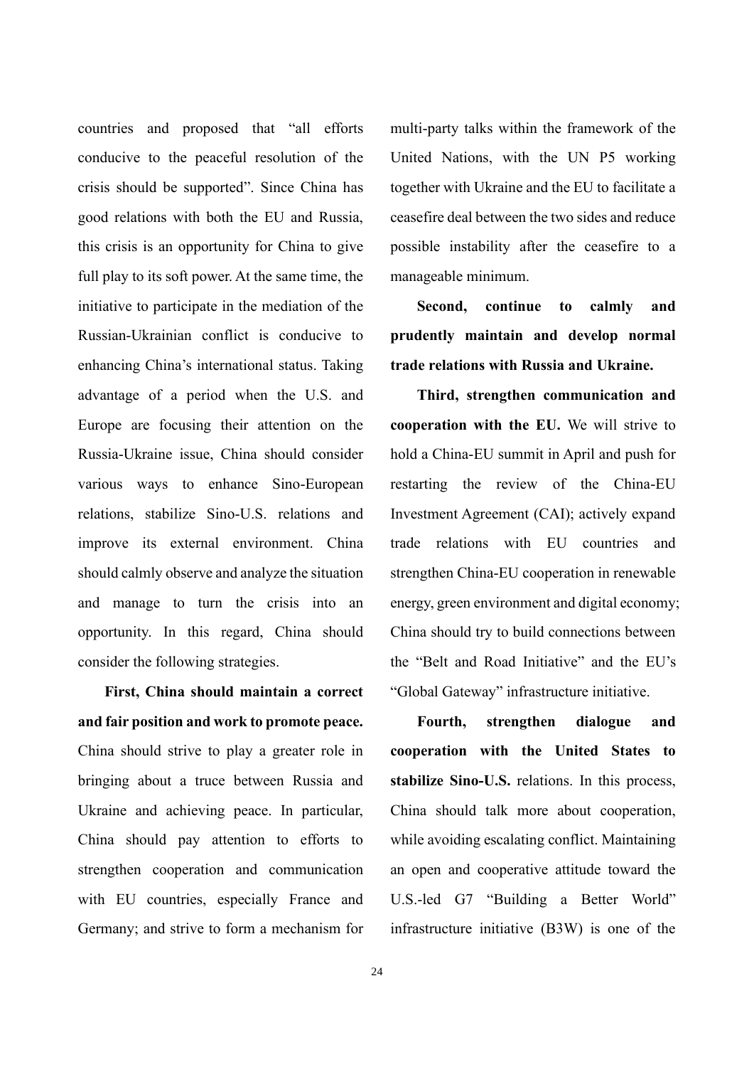countries and proposed that "all efforts conducive to the peaceful resolution of the crisis should be supported". Since China has good relations with both the EU and Russia, this crisis is an opportunity for China to give full play to its soft power. At the same time, the initiative to participate in the mediation of the Russian-Ukrainian conflict is conducive to enhancing China's international status. Taking advantage of a period when the U.S. and Europe are focusing their attention on the Russia-Ukraine issue, China should consider various ways to enhance Sino-European relations, stabilize Sino-U.S. relations and improve its external environment. China should calmly observe and analyze the situation and manage to turn the crisis into an opportunity. In this regard, China should consider the following strategies.

**First, China should maintain a correct and fair position and work to promote peace.** China should strive to play a greater role in bringing about a truce between Russia and Ukraine and achieving peace. In particular, China should pay attention to efforts to strengthen cooperation and communication with EU countries, especially France and Germany; and strive to form a mechanism for multi-party talks within the framework of the United Nations, with the UN P5 working together with Ukraine and the EU to facilitate a ceasefire deal between the two sides and reduce possible instability after the ceasefire to a manageable minimum.

**Second, continue to calmly and prudently maintain and develop normal trade relations with Russia and Ukraine.**

**Third, strengthen communication and cooperation with the EU.** We will strive to hold a China-EU summit in April and push for restarting the review of the China-EU Investment Agreement (CAI); actively expand trade relations with EU countries and strengthen China-EU cooperation in renewable energy, green environment and digital economy; China should try to build connections between the "Belt and Road Initiative" and the EU's "Global Gateway" infrastructure initiative.

**Fourth, strengthen dialogue and cooperation with the United States to stabilize Sino-U.S.** relations. In this process, China should talk more about cooperation, while avoiding escalating conflict. Maintaining an open and cooperative attitude toward the U.S.-led G7 "Building a Better World" infrastructure initiative (B3W) is one of the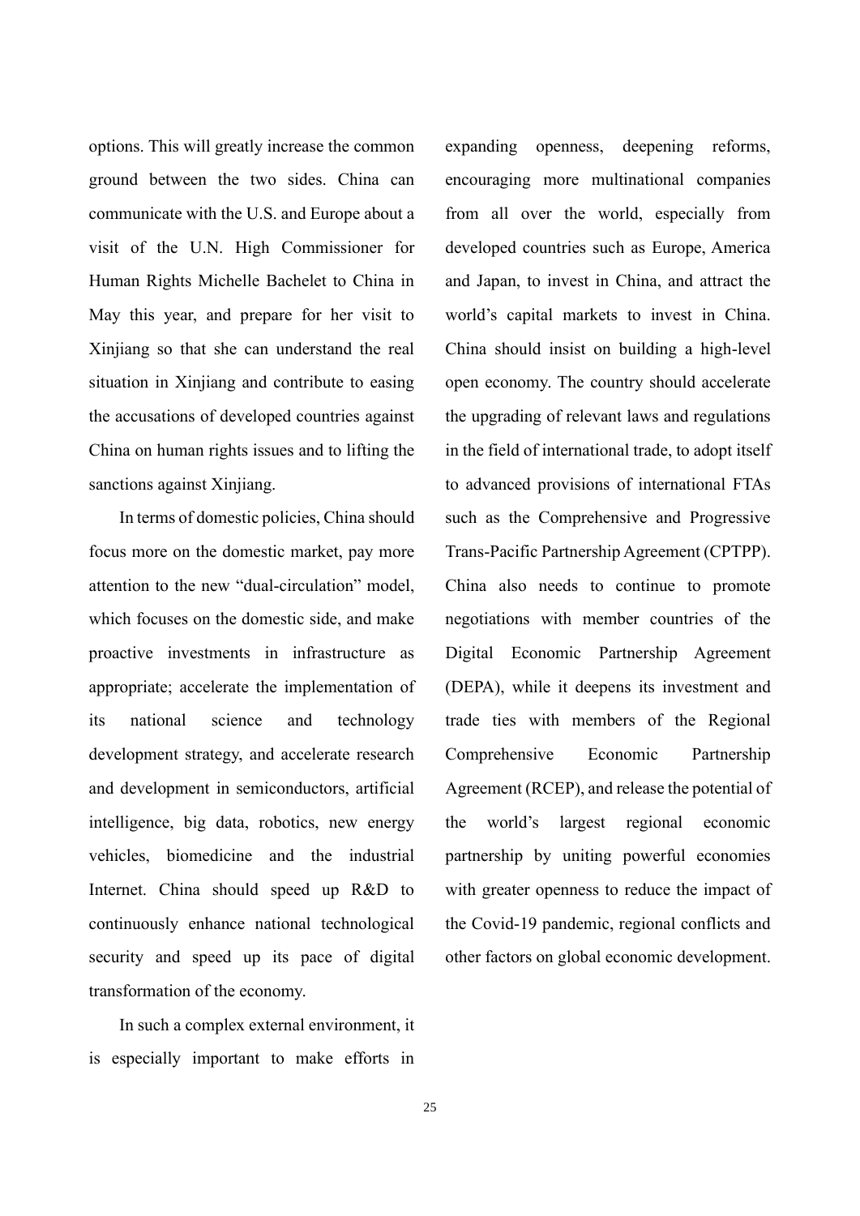options. This will greatly increase the common ground between the two sides. China can communicate with the U.S. and Europe about a visit of the U.N. High Commissioner for Human Rights Michelle Bachelet to China in May this year, and prepare for her visit to Xinjiang so that she can understand the real situation in Xinjiang and contribute to easing the accusations of developed countries against China on human rights issues and to lifting the sanctions against Xinjiang.

In terms of domestic policies, China should focus more on the domestic market, pay more attention to the new "dual-circulation" model, which focuses on the domestic side, and make proactive investments in infrastructure as appropriate; accelerate the implementation of its national science and technology development strategy, and accelerate research and development in semiconductors, artificial intelligence, big data, robotics, new energy vehicles, biomedicine and the industrial Internet. China should speed up R&D to continuously enhance national technological security and speed up its pace of digital transformation of the economy.

In such a complex external environment, it is especially important to make efforts in expanding openness, deepening reforms, encouraging more multinational companies from all over the world, especially from developed countries such as Europe, America and Japan, to invest in China, and attract the world's capital markets to invest in China. China should insist on building a high-level open economy. The country should accelerate the upgrading of relevant laws and regulations in the field of international trade, to adopt itself to advanced provisions of international FTAs such as the Comprehensive and Progressive Trans-Pacific Partnership Agreement (CPTPP). China also needs to continue to promote negotiations with member countries of the Digital Economic Partnership Agreement (DEPA), while it deepens its investment and trade ties with members of the Regional Comprehensive Economic Partnership Agreement (RCEP), and release the potential of the world's largest regional economic partnership by uniting powerful economies with greater openness to reduce the impact of the Covid-19 pandemic, regional conflicts and other factors on global economic development.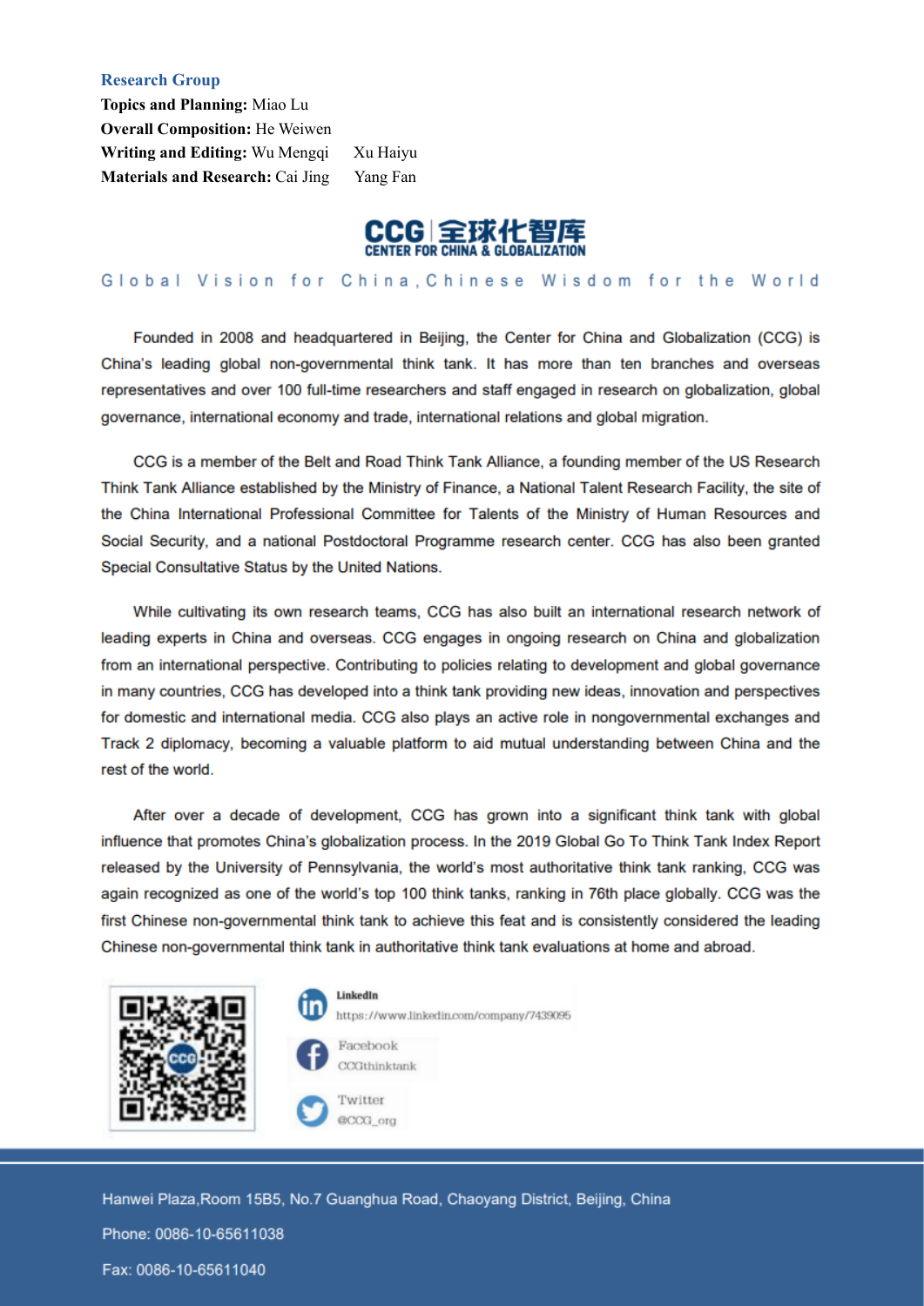**Research Group**

**Topics and Planning:** Miao Lu

**Overall Composition:** He Weiwen

**Writing and Editing:** Wu Mengqi Xu Haiyu

**Materials and Research:** Cai Jing Yang Fan

CCG 全球化智库
CENTER FOR CHINA & GLOBALIZATION

Global Vision for China, Chinese Wisdom for the World

Founded in 2008 and headquartered in Beijing, the Center for China and Globalization (CCG) is China's leading global non-governmental think tank. It has more than ten branches and overseas representatives and over 100 full-time researchers and staff engaged in research on globalization, global governance, international economy and trade, international relations and global migration.

CCG is a member of the Belt and Road Think Tank Alliance, a founding member of the US Research Think Tank Alliance established by the Ministry of Finance, a National Talent Research Facility, the site of the China International Professional Committee for Talents of the Ministry of Human Resources and Social Security, and a national Postdoctoral Programme research center. CCG has also been granted Special Consultative Status by the United Nations.

While cultivating its own research teams, CCG has also built an international research network of leading experts in China and overseas. CCG engages in ongoing research on China and globalization from an international perspective. Contributing to policies relating to development and global governance in many countries, CCG has developed into a think tank providing new ideas, innovation and perspectives for domestic and international media. CCG also plays an active role in nongovernmental exchanges and Track 2 diplomacy, becoming a valuable platform to aid mutual understanding between China and the rest of the world.

After over a decade of development, CCG has grown into a significant think tank with global influence that promotes China's globalization process. In the 2019 Global Go To Think Tank Index Report released by the University of Pennsylvania, the world's most authoritative think tank ranking, CCG was again recognized as one of the world's top 100 think tanks, ranking in 76th place globally. CCG was the first Chinese non-governmental think tank to achieve this feat and is consistently considered the leading Chinese non-governmental think tank in authoritative think tank evaluations at home and abroad.

LinkedIn
https://www.linkedin.com/company/7439095

Facebook
CCGthinktank

Twitter
@CCG_org

Hanwei Plaza,Room 15B5, No.7 Guanghua Road, Chaoyang District, Beijing, China

Phone: 0086-10-65611038

Fax: 0086-10-65611040